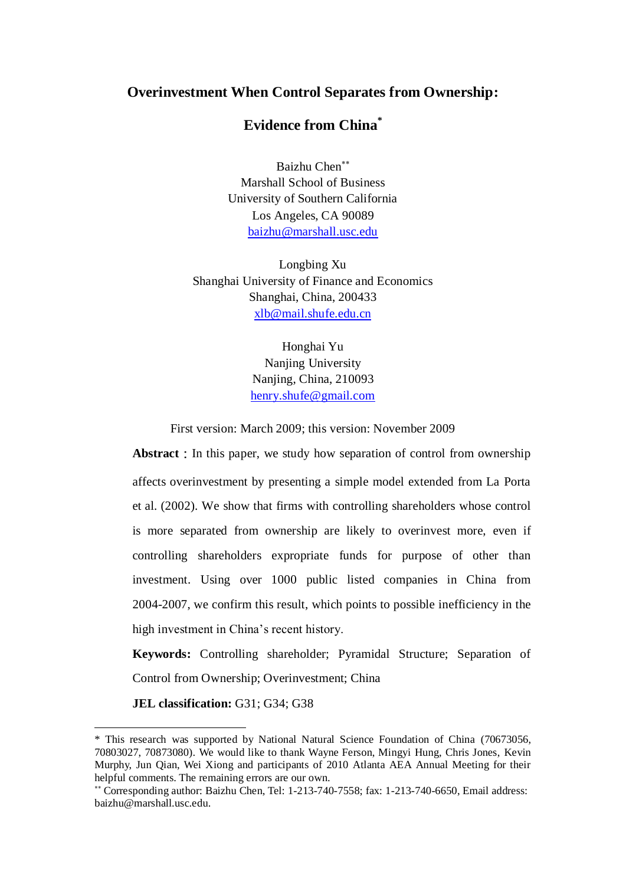# Overinvestment When Control Separates from Ownership: Evidence from China*

Baizhu Chen**
Marshall School of Business
University of Southern California
Los Angeles, CA 90089
baizhu@marshall.usc.edu

Longbing Xu
Shanghai University of Finance and Economics
Shanghai, China, 200433
xlb@mail.shufe.edu.cn

Honghai Yu
Nanjing University
Nanjing, China, 210093
henry.shufe@gmail.com

First version: March 2009; this version: November 2009

**Abstract**：In this paper, we study how separation of control from ownership affects overinvestment by presenting a simple model extended from La Porta et al. (2002). We show that firms with controlling shareholders whose control is more separated from ownership are likely to overinvest more, even if controlling shareholders expropriate funds for purpose of other than investment. Using over 1000 public listed companies in China from 2004-2007, we confirm this result, which points to possible inefficiency in the high investment in China's recent history.

**Keywords:** Controlling shareholder; Pyramidal Structure; Separation of Control from Ownership; Overinvestment; China

**JEL classification:** G31; G34; G38

---

* This research was supported by National Natural Science Foundation of China (70673056, 70803027, 70873080). We would like to thank Wayne Ferson, Mingyi Hung, Chris Jones, Kevin Murphy, Jun Qian, Wei Xiong and participants of 2010 Atlanta AEA Annual Meeting for their helpful comments. The remaining errors are our own.

** Corresponding author: Baizhu Chen, Tel: 1-213-740-7558; fax: 1-213-740-6650, Email address: baizhu@marshall.usc.edu.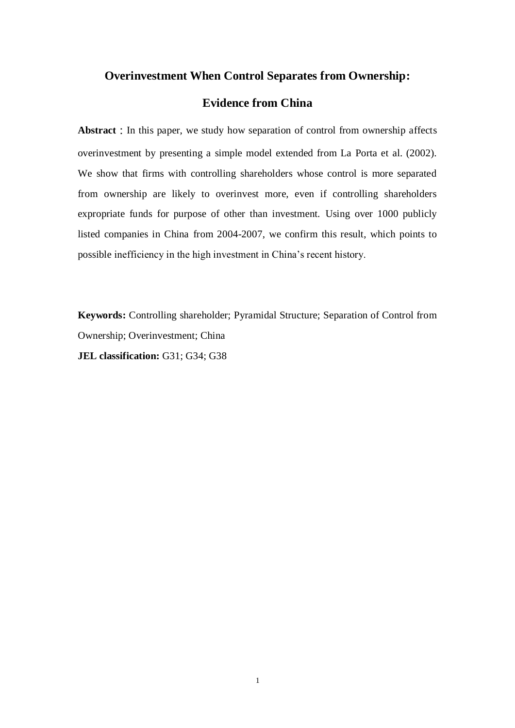# Overinvestment When Control Separates from Ownership: Evidence from China

**Abstract**：In this paper, we study how separation of control from ownership affects overinvestment by presenting a simple model extended from La Porta et al. (2002). We show that firms with controlling shareholders whose control is more separated from ownership are likely to overinvest more, even if controlling shareholders expropriate funds for purpose of other than investment. Using over 1000 publicly listed companies in China from 2004-2007, we confirm this result, which points to possible inefficiency in the high investment in China's recent history.

**Keywords:** Controlling shareholder; Pyramidal Structure; Separation of Control from Ownership; Overinvestment; China

**JEL classification:** G31; G34; G38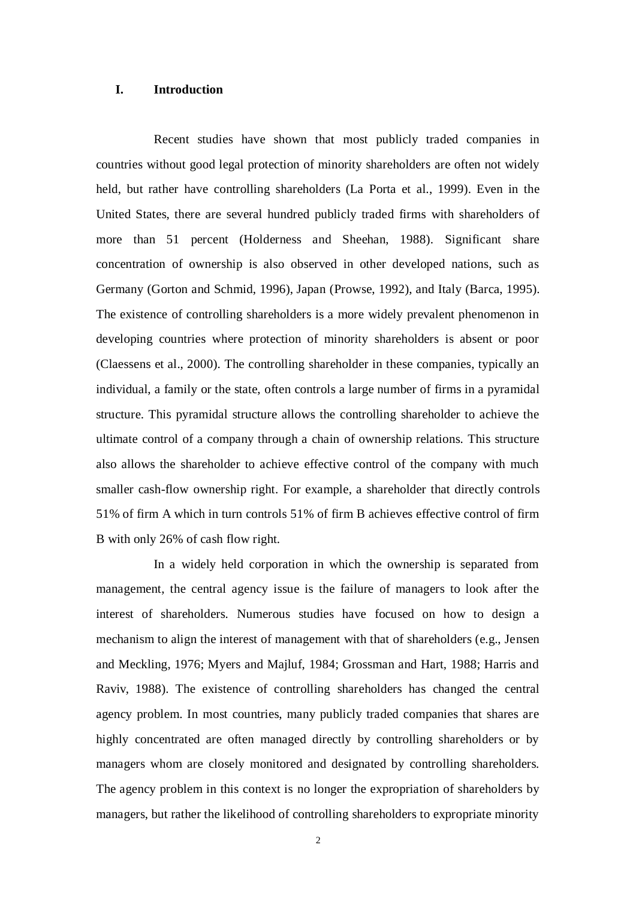## I. Introduction

Recent studies have shown that most publicly traded companies in countries without good legal protection of minority shareholders are often not widely held, but rather have controlling shareholders (La Porta et al., 1999). Even in the United States, there are several hundred publicly traded firms with shareholders of more than 51 percent (Holderness and Sheehan, 1988). Significant share concentration of ownership is also observed in other developed nations, such as Germany (Gorton and Schmid, 1996), Japan (Prowse, 1992), and Italy (Barca, 1995). The existence of controlling shareholders is a more widely prevalent phenomenon in developing countries where protection of minority shareholders is absent or poor (Claessens et al., 2000). The controlling shareholder in these companies, typically an individual, a family or the state, often controls a large number of firms in a pyramidal structure. This pyramidal structure allows the controlling shareholder to achieve the ultimate control of a company through a chain of ownership relations. This structure also allows the shareholder to achieve effective control of the company with much smaller cash-flow ownership right. For example, a shareholder that directly controls 51% of firm A which in turn controls 51% of firm B achieves effective control of firm B with only 26% of cash flow right.

In a widely held corporation in which the ownership is separated from management, the central agency issue is the failure of managers to look after the interest of shareholders. Numerous studies have focused on how to design a mechanism to align the interest of management with that of shareholders (e.g., Jensen and Meckling, 1976; Myers and Majluf, 1984; Grossman and Hart, 1988; Harris and Raviv, 1988). The existence of controlling shareholders has changed the central agency problem. In most countries, many publicly traded companies that shares are highly concentrated are often managed directly by controlling shareholders or by managers whom are closely monitored and designated by controlling shareholders. The agency problem in this context is no longer the expropriation of shareholders by managers, but rather the likelihood of controlling shareholders to expropriate minority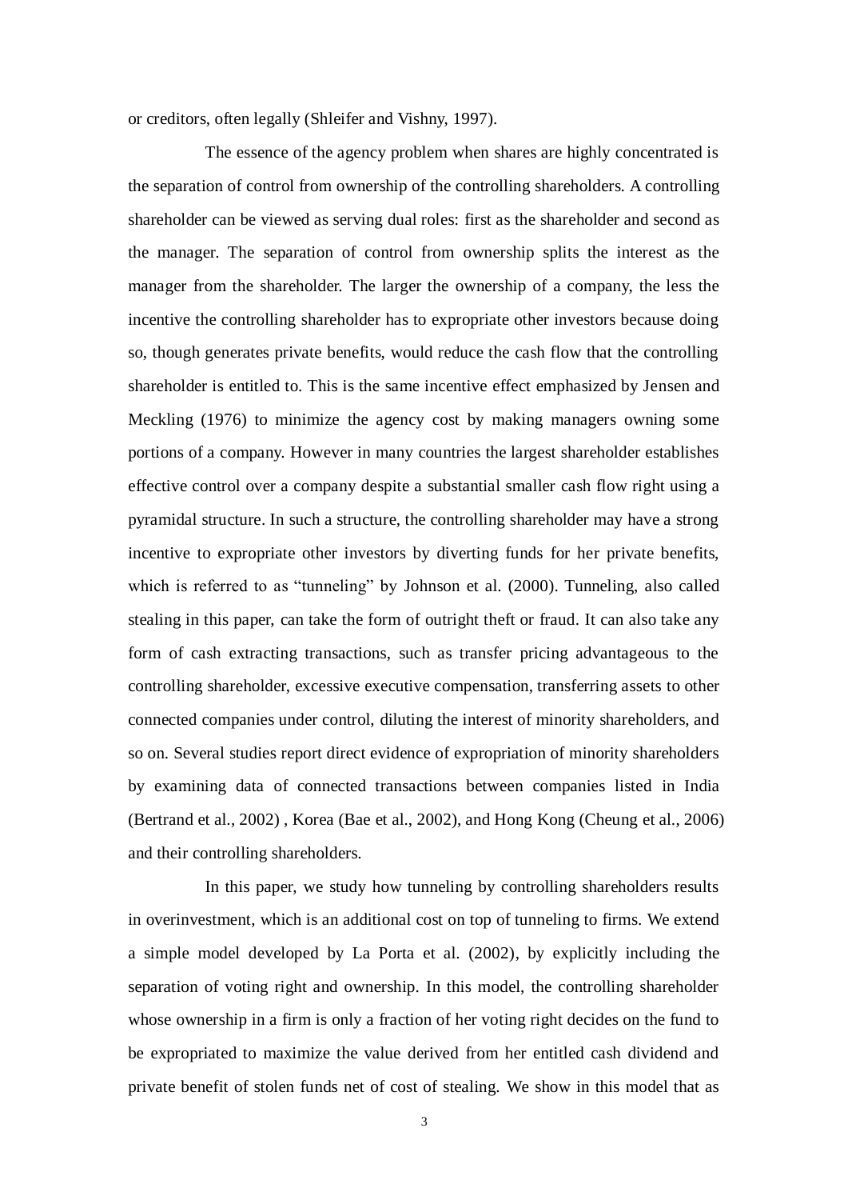or creditors, often legally (Shleifer and Vishny, 1997).

The essence of the agency problem when shares are highly concentrated is the separation of control from ownership of the controlling shareholders. A controlling shareholder can be viewed as serving dual roles: first as the shareholder and second as the manager. The separation of control from ownership splits the interest as the manager from the shareholder. The larger the ownership of a company, the less the incentive the controlling shareholder has to expropriate other investors because doing so, though generates private benefits, would reduce the cash flow that the controlling shareholder is entitled to. This is the same incentive effect emphasized by Jensen and Meckling (1976) to minimize the agency cost by making managers owning some portions of a company. However in many countries the largest shareholder establishes effective control over a company despite a substantial smaller cash flow right using a pyramidal structure. In such a structure, the controlling shareholder may have a strong incentive to expropriate other investors by diverting funds for her private benefits, which is referred to as "tunneling" by Johnson et al. (2000). Tunneling, also called stealing in this paper, can take the form of outright theft or fraud. It can also take any form of cash extracting transactions, such as transfer pricing advantageous to the controlling shareholder, excessive executive compensation, transferring assets to other connected companies under control, diluting the interest of minority shareholders, and so on. Several studies report direct evidence of expropriation of minority shareholders by examining data of connected transactions between companies listed in India (Bertrand et al., 2002) , Korea (Bae et al., 2002), and Hong Kong (Cheung et al., 2006) and their controlling shareholders.

In this paper, we study how tunneling by controlling shareholders results in overinvestment, which is an additional cost on top of tunneling to firms. We extend a simple model developed by La Porta et al. (2002), by explicitly including the separation of voting right and ownership. In this model, the controlling shareholder whose ownership in a firm is only a fraction of her voting right decides on the fund to be expropriated to maximize the value derived from her entitled cash dividend and private benefit of stolen funds net of cost of stealing. We show in this model that as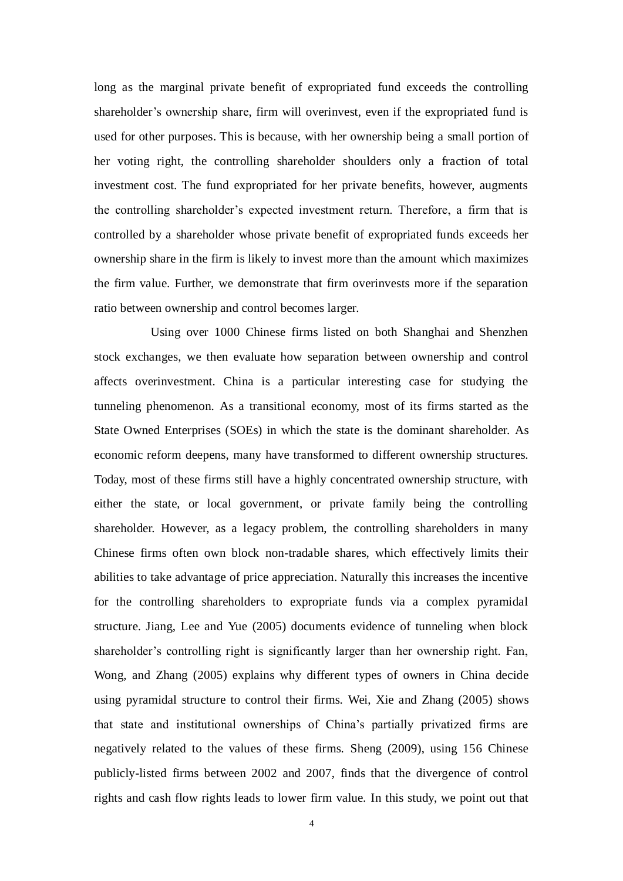long as the marginal private benefit of expropriated fund exceeds the controlling shareholder's ownership share, firm will overinvest, even if the expropriated fund is used for other purposes. This is because, with her ownership being a small portion of her voting right, the controlling shareholder shoulders only a fraction of total investment cost. The fund expropriated for her private benefits, however, augments the controlling shareholder's expected investment return. Therefore, a firm that is controlled by a shareholder whose private benefit of expropriated funds exceeds her ownership share in the firm is likely to invest more than the amount which maximizes the firm value. Further, we demonstrate that firm overinvests more if the separation ratio between ownership and control becomes larger.

Using over 1000 Chinese firms listed on both Shanghai and Shenzhen stock exchanges, we then evaluate how separation between ownership and control affects overinvestment. China is a particular interesting case for studying the tunneling phenomenon. As a transitional economy, most of its firms started as the State Owned Enterprises (SOEs) in which the state is the dominant shareholder. As economic reform deepens, many have transformed to different ownership structures. Today, most of these firms still have a highly concentrated ownership structure, with either the state, or local government, or private family being the controlling shareholder. However, as a legacy problem, the controlling shareholders in many Chinese firms often own block non-tradable shares, which effectively limits their abilities to take advantage of price appreciation. Naturally this increases the incentive for the controlling shareholders to expropriate funds via a complex pyramidal structure. Jiang, Lee and Yue (2005) documents evidence of tunneling when block shareholder's controlling right is significantly larger than her ownership right. Fan, Wong, and Zhang (2005) explains why different types of owners in China decide using pyramidal structure to control their firms. Wei, Xie and Zhang (2005) shows that state and institutional ownerships of China's partially privatized firms are negatively related to the values of these firms. Sheng (2009), using 156 Chinese publicly-listed firms between 2002 and 2007, finds that the divergence of control rights and cash flow rights leads to lower firm value. In this study, we point out that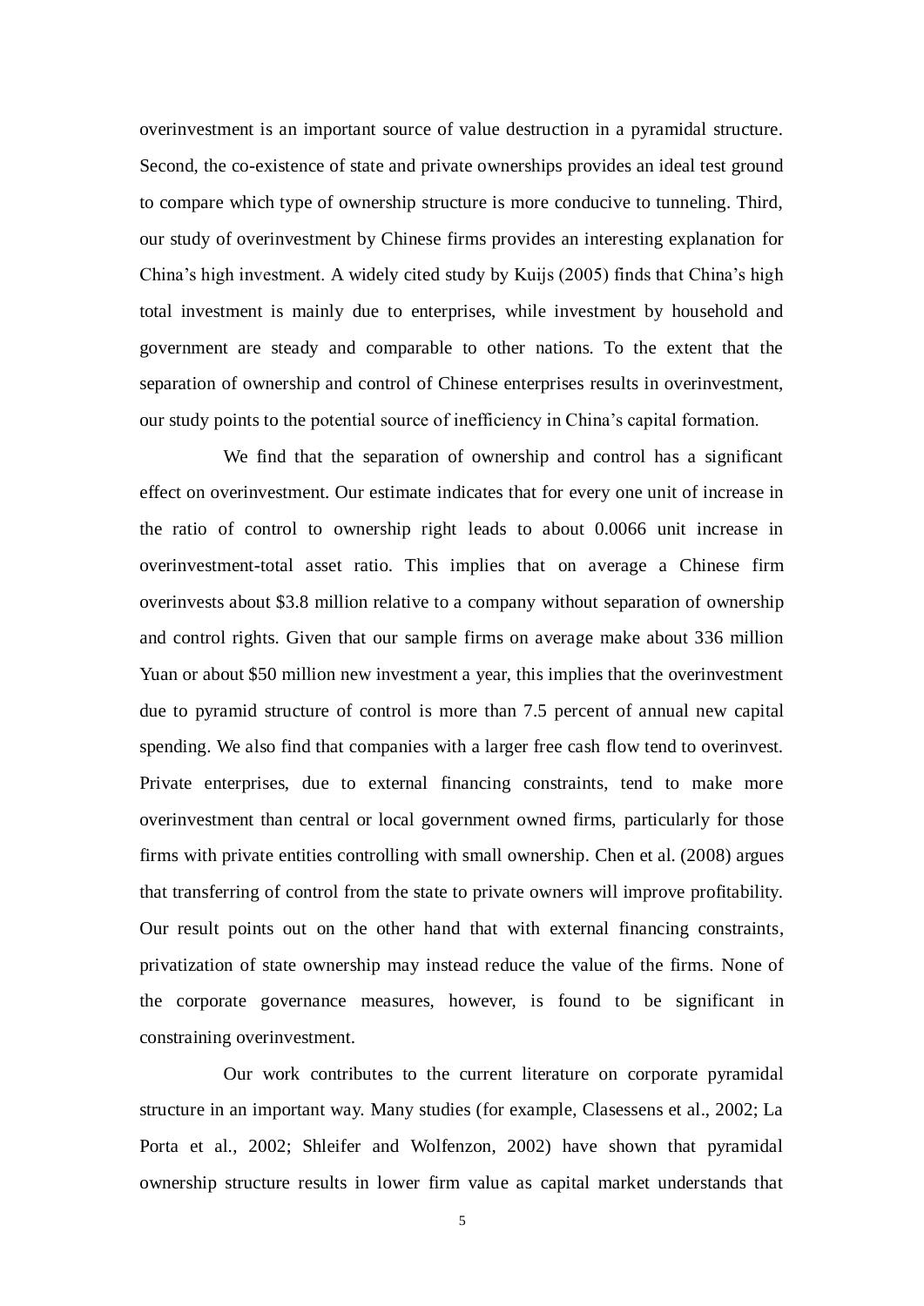overinvestment is an important source of value destruction in a pyramidal structure. Second, the co-existence of state and private ownerships provides an ideal test ground to compare which type of ownership structure is more conducive to tunneling. Third, our study of overinvestment by Chinese firms provides an interesting explanation for China's high investment. A widely cited study by Kuijs (2005) finds that China's high total investment is mainly due to enterprises, while investment by household and government are steady and comparable to other nations. To the extent that the separation of ownership and control of Chinese enterprises results in overinvestment, our study points to the potential source of inefficiency in China's capital formation.

We find that the separation of ownership and control has a significant effect on overinvestment. Our estimate indicates that for every one unit of increase in the ratio of control to ownership right leads to about 0.0066 unit increase in overinvestment-total asset ratio. This implies that on average a Chinese firm overinvests about $3.8 million relative to a company without separation of ownership and control rights. Given that our sample firms on average make about 336 million Yuan or about $50 million new investment a year, this implies that the overinvestment due to pyramid structure of control is more than 7.5 percent of annual new capital spending. We also find that companies with a larger free cash flow tend to overinvest. Private enterprises, due to external financing constraints, tend to make more overinvestment than central or local government owned firms, particularly for those firms with private entities controlling with small ownership. Chen et al. (2008) argues that transferring of control from the state to private owners will improve profitability. Our result points out on the other hand that with external financing constraints, privatization of state ownership may instead reduce the value of the firms. None of the corporate governance measures, however, is found to be significant in constraining overinvestment.

Our work contributes to the current literature on corporate pyramidal structure in an important way. Many studies (for example, Clasessens et al., 2002; La Porta et al., 2002; Shleifer and Wolfenzon, 2002) have shown that pyramidal ownership structure results in lower firm value as capital market understands that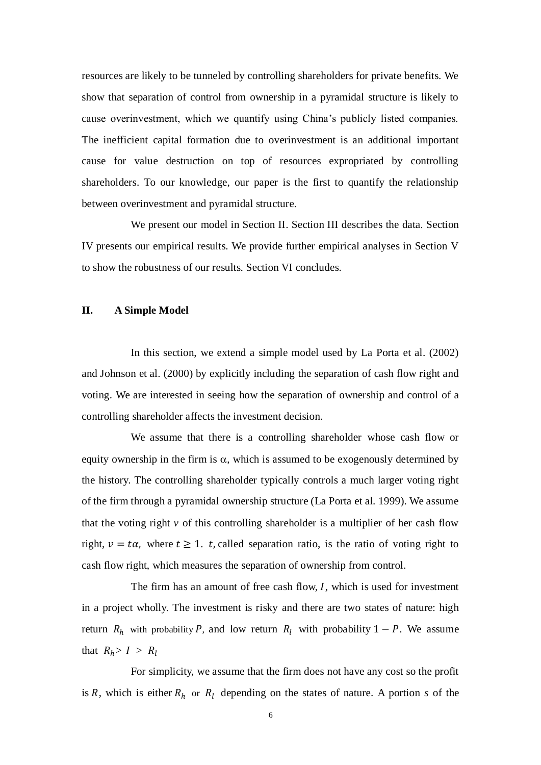resources are likely to be tunneled by controlling shareholders for private benefits. We show that separation of control from ownership in a pyramidal structure is likely to cause overinvestment, which we quantify using China's publicly listed companies. The inefficient capital formation due to overinvestment is an additional important cause for value destruction on top of resources expropriated by controlling shareholders. To our knowledge, our paper is the first to quantify the relationship between overinvestment and pyramidal structure.

We present our model in Section II. Section III describes the data. Section IV presents our empirical results. We provide further empirical analyses in Section V to show the robustness of our results. Section VI concludes.

## II. A Simple Model

In this section, we extend a simple model used by La Porta et al. (2002) and Johnson et al. (2000) by explicitly including the separation of cash flow right and voting. We are interested in seeing how the separation of ownership and control of a controlling shareholder affects the investment decision.

We assume that there is a controlling shareholder whose cash flow or equity ownership in the firm is $\alpha$, which is assumed to be exogenously determined by the history. The controlling shareholder typically controls a much larger voting right of the firm through a pyramidal ownership structure (La Porta et al. 1999). We assume that the voting right $v$ of this controlling shareholder is a multiplier of her cash flow right, $v = t\alpha$, where $t \geq 1$. $t$, called separation ratio, is the ratio of voting right to cash flow right, which measures the separation of ownership from control.

The firm has an amount of free cash flow, $I$, which is used for investment in a project wholly. The investment is risky and there are two states of nature: high return $R_h$ with probability $P$, and low return $R_l$ with probability $1 - P$. We assume that $R_h > I > R_l$

For simplicity, we assume that the firm does not have any cost so the profit is $R$, which is either $R_h$ or $R_l$ depending on the states of nature. A portion $s$ of the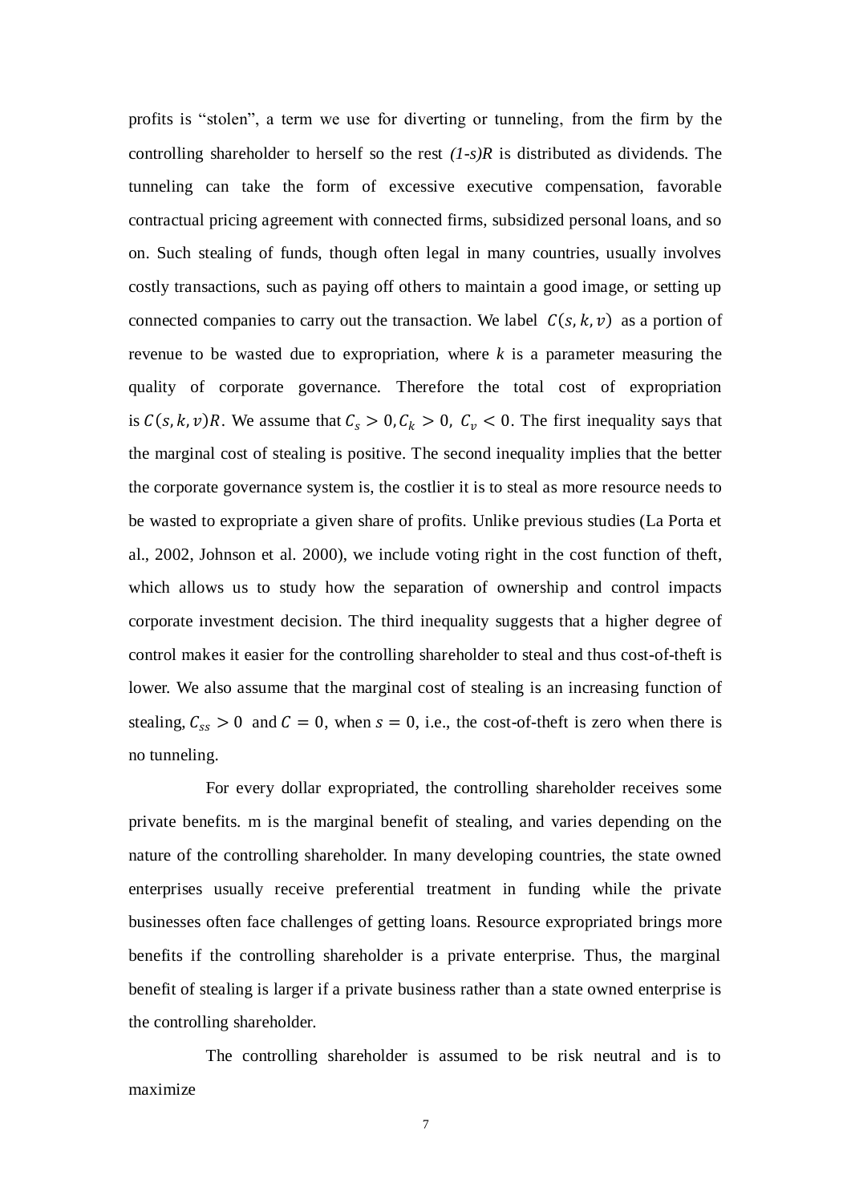profits is "stolen", a term we use for diverting or tunneling, from the firm by the controlling shareholder to herself so the rest *(1-s)R* is distributed as dividends. The tunneling can take the form of excessive executive compensation, favorable contractual pricing agreement with connected firms, subsidized personal loans, and so on. Such stealing of funds, though often legal in many countries, usually involves costly transactions, such as paying off others to maintain a good image, or setting up connected companies to carry out the transaction. We label $C(s,k,v)$ as a portion of revenue to be wasted due to expropriation, where *k* is a parameter measuring the quality of corporate governance. Therefore the total cost of expropriation is $C(s,k,v)R$. We assume that $C_s > 0, C_k > 0,\ C_v < 0$. The first inequality says that the marginal cost of stealing is positive. The second inequality implies that the better the corporate governance system is, the costlier it is to steal as more resource needs to be wasted to expropriate a given share of profits. Unlike previous studies (La Porta et al., 2002, Johnson et al. 2000), we include voting right in the cost function of theft, which allows us to study how the separation of ownership and control impacts corporate investment decision. The third inequality suggests that a higher degree of control makes it easier for the controlling shareholder to steal and thus cost-of-theft is lower. We also assume that the marginal cost of stealing is an increasing function of stealing, $C_{ss} > 0$ and $C = 0$, when $s = 0$, i.e., the cost-of-theft is zero when there is no tunneling.

For every dollar expropriated, the controlling shareholder receives some private benefits. m is the marginal benefit of stealing, and varies depending on the nature of the controlling shareholder. In many developing countries, the state owned enterprises usually receive preferential treatment in funding while the private businesses often face challenges of getting loans. Resource expropriated brings more benefits if the controlling shareholder is a private enterprise. Thus, the marginal benefit of stealing is larger if a private business rather than a state owned enterprise is the controlling shareholder.

The controlling shareholder is assumed to be risk neutral and is to maximize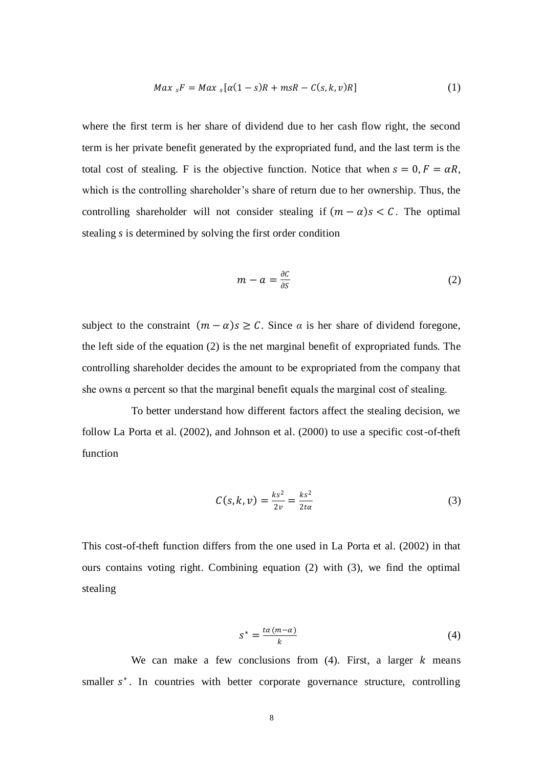$$Max\ _sF = Max\ _s[\alpha(1-s)R + msR - C(s,k,v)R] \tag{1}$$

where the first term is her share of dividend due to her cash flow right, the second term is her private benefit generated by the expropriated fund, and the last term is the total cost of stealing. F is the objective function. Notice that when $s = 0, F = \alpha R$, which is the controlling shareholder's share of return due to her ownership. Thus, the controlling shareholder will not consider stealing if $(m-\alpha)s < C$. The optimal stealing *s* is determined by solving the first order condition

$$m - a = \frac{\partial C}{\partial S} \tag{2}$$

subject to the constraint $(m-\alpha)s \geq C$. Since $\alpha$ is her share of dividend foregone, the left side of the equation (2) is the net marginal benefit of expropriated funds. The controlling shareholder decides the amount to be expropriated from the company that she owns α percent so that the marginal benefit equals the marginal cost of stealing.

To better understand how different factors affect the stealing decision, we follow La Porta et al. (2002), and Johnson et al. (2000) to use a specific cost-of-theft function

$$C(s,k,v) = \frac{ks^2}{2v} = \frac{ks^2}{2t\alpha} \tag{3}$$

This cost-of-theft function differs from the one used in La Porta et al. (2002) in that ours contains voting right. Combining equation (2) with (3), we find the optimal stealing

$$s^* = \frac{t\alpha\,(m-\alpha)}{k} \tag{4}$$

We can make a few conclusions from (4). First, a larger $k$ means smaller $s^*$. In countries with better corporate governance structure, controlling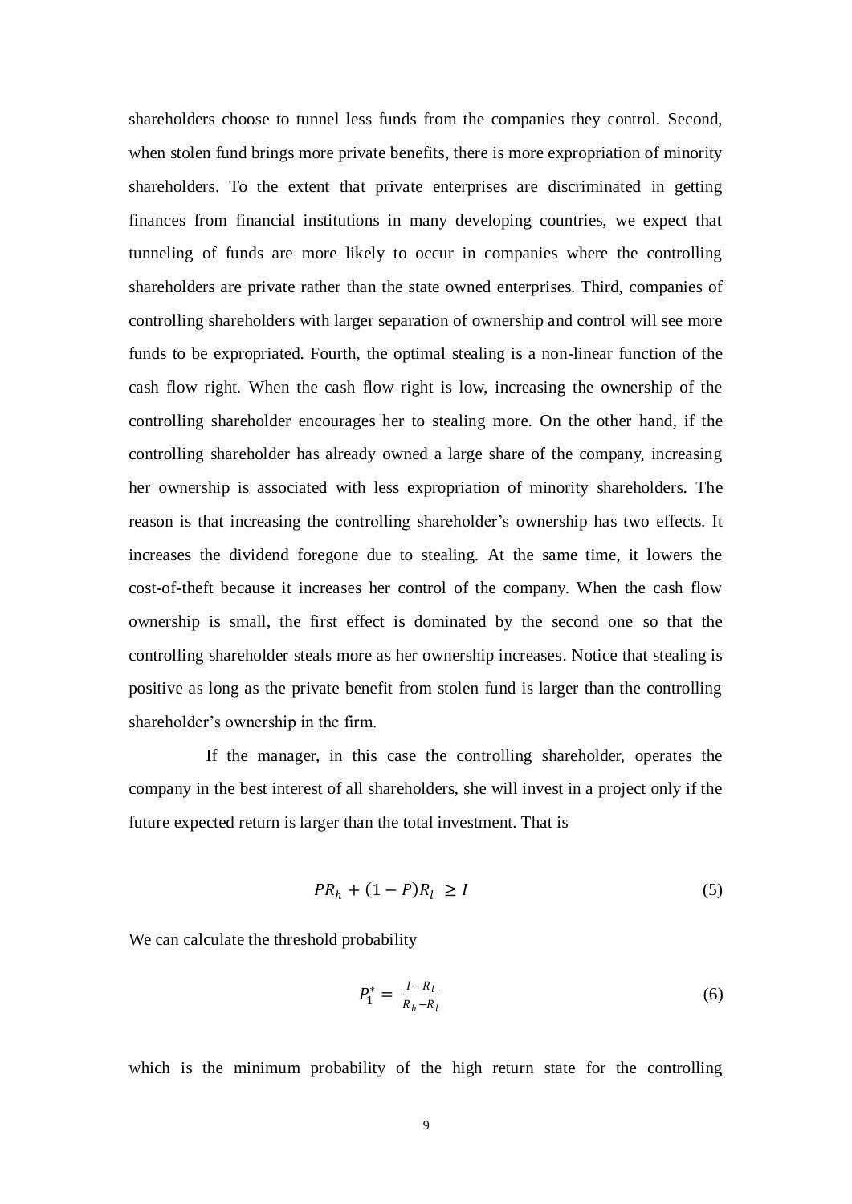shareholders choose to tunnel less funds from the companies they control. Second, when stolen fund brings more private benefits, there is more expropriation of minority shareholders. To the extent that private enterprises are discriminated in getting finances from financial institutions in many developing countries, we expect that tunneling of funds are more likely to occur in companies where the controlling shareholders are private rather than the state owned enterprises. Third, companies of controlling shareholders with larger separation of ownership and control will see more funds to be expropriated. Fourth, the optimal stealing is a non-linear function of the cash flow right. When the cash flow right is low, increasing the ownership of the controlling shareholder encourages her to stealing more. On the other hand, if the controlling shareholder has already owned a large share of the company, increasing her ownership is associated with less expropriation of minority shareholders. The reason is that increasing the controlling shareholder's ownership has two effects. It increases the dividend foregone due to stealing. At the same time, it lowers the cost-of-theft because it increases her control of the company. When the cash flow ownership is small, the first effect is dominated by the second one so that the controlling shareholder steals more as her ownership increases. Notice that stealing is positive as long as the private benefit from stolen fund is larger than the controlling shareholder's ownership in the firm.

If the manager, in this case the controlling shareholder, operates the company in the best interest of all shareholders, she will invest in a project only if the future expected return is larger than the total investment. That is

$$PR_h + (1 - P)R_l \geq I \tag{5}$$

We can calculate the threshold probability

$$P_1^* = \frac{I - R_l}{R_h - R_l} \tag{6}$$

which is the minimum probability of the high return state for the controlling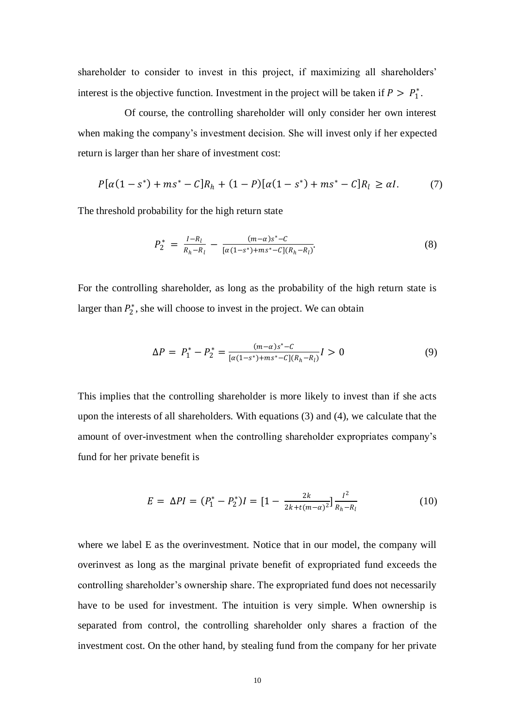shareholder to consider to invest in this project, if maximizing all shareholders' interest is the objective function. Investment in the project will be taken if $P > P_1^*$.

Of course, the controlling shareholder will only consider her own interest when making the company's investment decision. She will invest only if her expected return is larger than her share of investment cost:

$$P[\alpha(1-s^*) + ms^* - C]R_h + (1-P)[\alpha(1-s^*) + ms^* - C]R_l \geq \alpha I. \tag{7}$$

The threshold probability for the high return state

$$P_2^* = \frac{I-R_l}{R_h-R_l} - \frac{(m-\alpha)s^*-C}{[\alpha(1-s^*)+ms^*-C](R_h-R_l)}. \tag{8}$$

For the controlling shareholder, as long as the probability of the high return state is larger than $P_2^*$, she will choose to invest in the project. We can obtain

$$\Delta P = P_1^* - P_2^* = \frac{(m-\alpha)s^*-C}{[\alpha(1-s^*)+ms^*-C](R_h-R_l)} I > 0 \tag{9}$$

This implies that the controlling shareholder is more likely to invest than if she acts upon the interests of all shareholders. With equations (3) and (4), we calculate that the amount of over-investment when the controlling shareholder expropriates company's fund for her private benefit is

$$E = \Delta P I = (P_1^* - P_2^*)I = \left[1 - \frac{2k}{2k+t(m-\alpha)^2}\right]\frac{I^2}{R_h-R_l} \tag{10}$$

where we label E as the overinvestment. Notice that in our model, the company will overinvest as long as the marginal private benefit of expropriated fund exceeds the controlling shareholder's ownership share. The expropriated fund does not necessarily have to be used for investment. The intuition is very simple. When ownership is separated from control, the controlling shareholder only shares a fraction of the investment cost. On the other hand, by stealing fund from the company for her private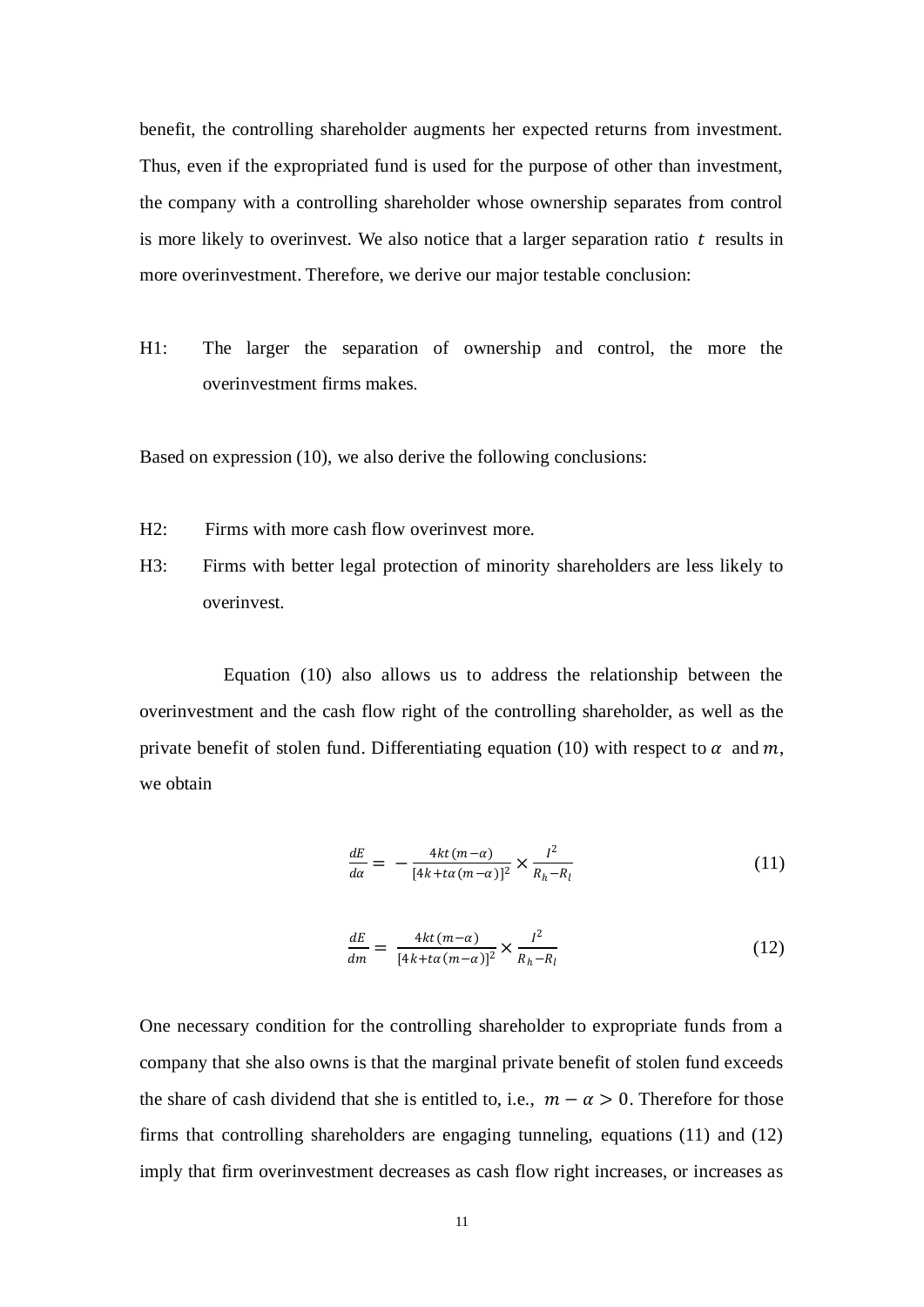benefit, the controlling shareholder augments her expected returns from investment. Thus, even if the expropriated fund is used for the purpose of other than investment, the company with a controlling shareholder whose ownership separates from control is more likely to overinvest. We also notice that a larger separation ratio $t$ results in more overinvestment. Therefore, we derive our major testable conclusion:

H1: The larger the separation of ownership and control, the more the overinvestment firms makes.

Based on expression (10), we also derive the following conclusions:

H2: Firms with more cash flow overinvest more.

H3: Firms with better legal protection of minority shareholders are less likely to overinvest.

Equation (10) also allows us to address the relationship between the overinvestment and the cash flow right of the controlling shareholder, as well as the private benefit of stolen fund. Differentiating equation (10) with respect to $\alpha$ and $m$, we obtain

$$\frac{dE}{d\alpha} = -\frac{4kt(m-\alpha)}{[4k+t\alpha(m-\alpha)]^2} \times \frac{I^2}{R_h - R_l} \tag{11}$$

$$\frac{dE}{dm} = \frac{4kt(m-\alpha)}{[4k+t\alpha(m-\alpha)]^2} \times \frac{I^2}{R_h - R_l} \tag{12}$$

One necessary condition for the controlling shareholder to expropriate funds from a company that she also owns is that the marginal private benefit of stolen fund exceeds the share of cash dividend that she is entitled to, i.e., $m - \alpha > 0$. Therefore for those firms that controlling shareholders are engaging tunneling, equations (11) and (12) imply that firm overinvestment decreases as cash flow right increases, or increases as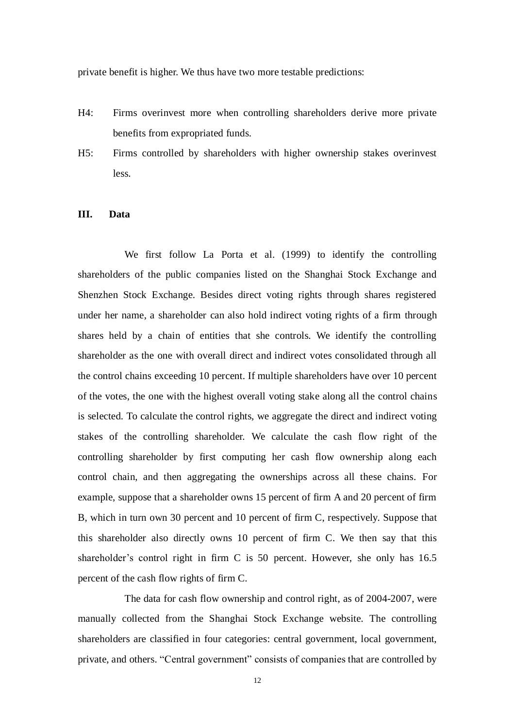private benefit is higher. We thus have two more testable predictions:

H4: Firms overinvest more when controlling shareholders derive more private benefits from expropriated funds.

H5: Firms controlled by shareholders with higher ownership stakes overinvest less.

## III. Data

We first follow La Porta et al. (1999) to identify the controlling shareholders of the public companies listed on the Shanghai Stock Exchange and Shenzhen Stock Exchange. Besides direct voting rights through shares registered under her name, a shareholder can also hold indirect voting rights of a firm through shares held by a chain of entities that she controls. We identify the controlling shareholder as the one with overall direct and indirect votes consolidated through all the control chains exceeding 10 percent. If multiple shareholders have over 10 percent of the votes, the one with the highest overall voting stake along all the control chains is selected. To calculate the control rights, we aggregate the direct and indirect voting stakes of the controlling shareholder. We calculate the cash flow right of the controlling shareholder by first computing her cash flow ownership along each control chain, and then aggregating the ownerships across all these chains. For example, suppose that a shareholder owns 15 percent of firm A and 20 percent of firm B, which in turn own 30 percent and 10 percent of firm C, respectively. Suppose that this shareholder also directly owns 10 percent of firm C. We then say that this shareholder's control right in firm C is 50 percent. However, she only has 16.5 percent of the cash flow rights of firm C.

The data for cash flow ownership and control right, as of 2004-2007, were manually collected from the Shanghai Stock Exchange website. The controlling shareholders are classified in four categories: central government, local government, private, and others. "Central government" consists of companies that are controlled by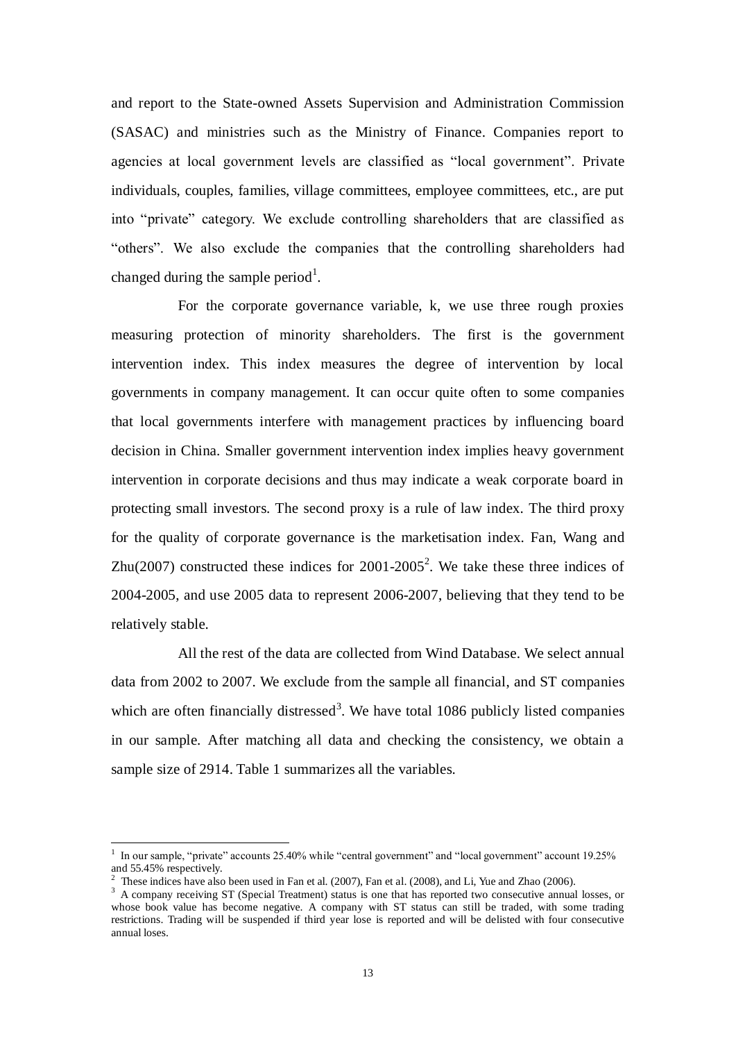and report to the State-owned Assets Supervision and Administration Commission (SASAC) and ministries such as the Ministry of Finance. Companies report to agencies at local government levels are classified as "local government". Private individuals, couples, families, village committees, employee committees, etc., are put into "private" category. We exclude controlling shareholders that are classified as "others". We also exclude the companies that the controlling shareholders had changed during the sample period[1].

For the corporate governance variable, k, we use three rough proxies measuring protection of minority shareholders. The first is the government intervention index. This index measures the degree of intervention by local governments in company management. It can occur quite often to some companies that local governments interfere with management practices by influencing board decision in China. Smaller government intervention index implies heavy government intervention in corporate decisions and thus may indicate a weak corporate board in protecting small investors. The second proxy is a rule of law index. The third proxy for the quality of corporate governance is the marketisation index. Fan, Wang and Zhu(2007) constructed these indices for 2001-2005[2]. We take these three indices of 2004-2005, and use 2005 data to represent 2006-2007, believing that they tend to be relatively stable.

All the rest of the data are collected from Wind Database. We select annual data from 2002 to 2007. We exclude from the sample all financial, and ST companies which are often financially distressed[3]. We have total 1086 publicly listed companies in our sample. After matching all data and checking the consistency, we obtain a sample size of 2914. Table 1 summarizes all the variables.

---

[1] In our sample, "private" accounts 25.40% while "central government" and "local government" account 19.25% and 55.45% respectively.

[2] These indices have also been used in Fan et al. (2007), Fan et al. (2008), and Li, Yue and Zhao (2006).

[3] A company receiving ST (Special Treatment) status is one that has reported two consecutive annual losses, or whose book value has become negative. A company with ST status can still be traded, with some trading restrictions. Trading will be suspended if third year lose is reported and will be delisted with four consecutive annual loses.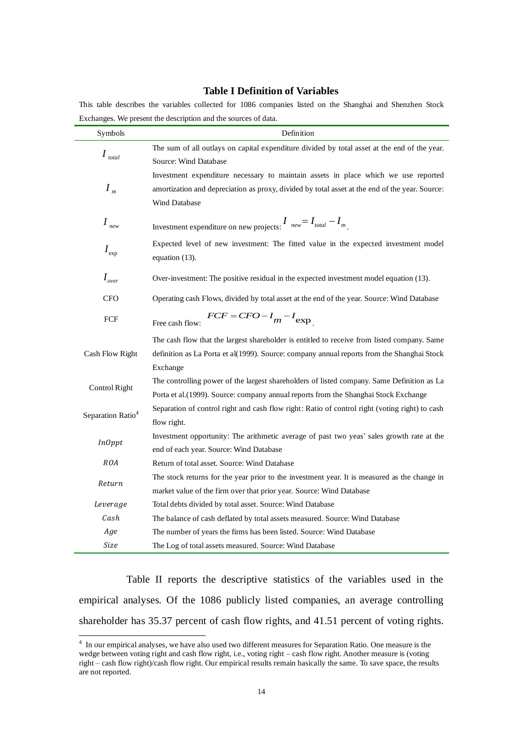**Table I Definition of Variables**

This table describes the variables collected for 1086 companies listed on the Shanghai and Shenzhen Stock Exchanges. We present the description and the sources of data.

| Symbols | Definition |
|---|---|
| $I_{total}$ | The sum of all outlays on capital expenditure divided by total asset at the end of the year. Source: Wind Database |
| $I_m$ | Investment expenditure necessary to maintain assets in place which we use reported amortization and depreciation as proxy, divided by total asset at the end of the year. Source: Wind Database |
| $I_{new}$ | Investment expenditure on new projects: $I_{new} = I_{total} - I_m$. |
| $I_{\exp}$ | Expected level of new investment: The fitted value in the expected investment model equation (13). |
| $I_{over}$ | Over-investment: The positive residual in the expected investment model equation (13). |
| CFO | Operating cash Flows, divided by total asset at the end of the year. Source: Wind Database |
| FCF | Free cash flow: $FCF = CFO - I_m - I_{\exp}$. |
| Cash Flow Right | The cash flow that the largest shareholder is entitled to receive from listed company. Same definition as La Porta et al(1999). Source: company annual reports from the Shanghai Stock Exchange |
| Control Right | The controlling power of the largest shareholders of listed company. Same Definition as La Porta et al.(1999). Source: company annual reports from the Shanghai Stock Exchange |
| Separation Ratio[4] | Separation of control right and cash flow right: Ratio of control right (voting right) to cash flow right. |
| *InOppt* | Investment opportunity: The arithmetic average of past two yeas' sales growth rate at the end of each year. Source: Wind Database |
| *ROA* | Return of total asset. Source: Wind Database |
| *Return* | The stock returns for the year prior to the investment year. It is measured as the change in market value of the firm over that prior year. Source: Wind Database |
| *Leverage* | Total debts divided by total asset. Source: Wind Database |
| *Cash* | The balance of cash deflated by total assets measured. Source: Wind Database |
| *Age* | The number of years the firms has been listed. Source: Wind Database |
| *Size* | The Log of total assets measured. Source: Wind Database |

Table II reports the descriptive statistics of the variables used in the empirical analyses. Of the 1086 publicly listed companies, an average controlling shareholder has 35.37 percent of cash flow rights, and 41.51 percent of voting rights.

[4] In our empirical analyses, we have also used two different measures for Separation Ratio. One measure is the wedge between voting right and cash flow right, i.e., voting right – cash flow right. Another measure is (voting right – cash flow right)/cash flow right. Our empirical results remain basically the same. To save space, the results are not reported.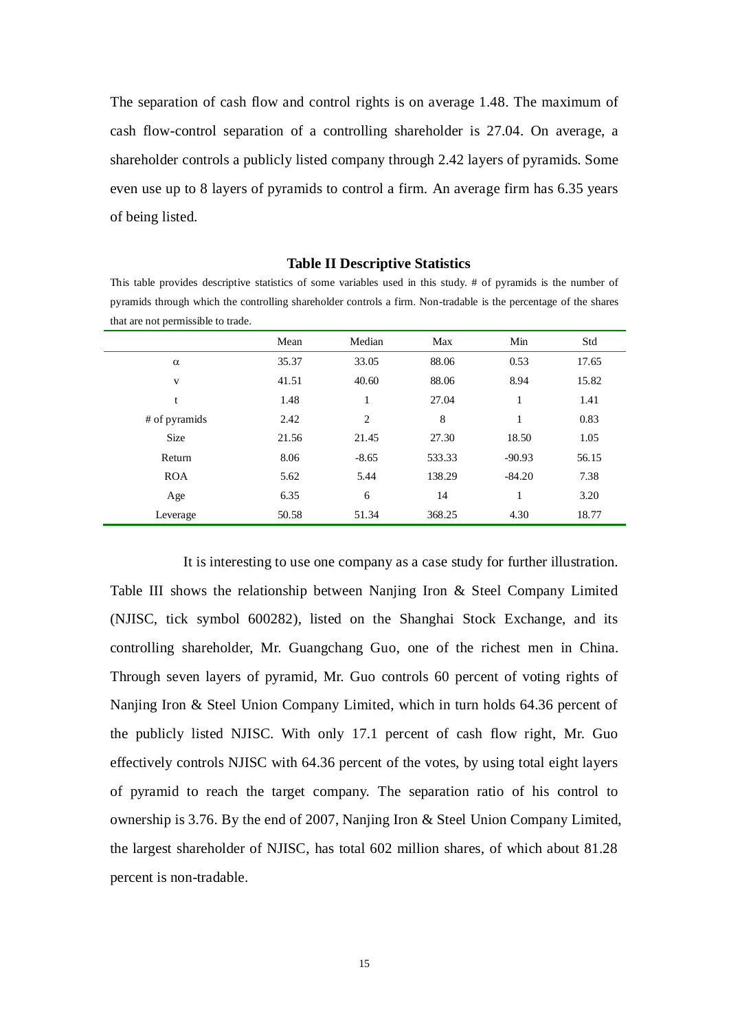The separation of cash flow and control rights is on average 1.48. The maximum of cash flow-control separation of a controlling shareholder is 27.04. On average, a shareholder controls a publicly listed company through 2.42 layers of pyramids. Some even use up to 8 layers of pyramids to control a firm. An average firm has 6.35 years of being listed.

**Table II Descriptive Statistics**

This table provides descriptive statistics of some variables used in this study. # of pyramids is the number of pyramids through which the controlling shareholder controls a firm. Non-tradable is the percentage of the shares that are not permissible to trade.

| | Mean | Median | Max | Min | Std |
|---|---|---|---|---|---|
| $\alpha$ | 35.37 | 33.05 | 88.06 | 0.53 | 17.65 |
| v | 41.51 | 40.60 | 88.06 | 8.94 | 15.82 |
| t | 1.48 | 1 | 27.04 | 1 | 1.41 |
| # of pyramids | 2.42 | 2 | 8 | 1 | 0.83 |
| Size | 21.56 | 21.45 | 27.30 | 18.50 | 1.05 |
| Return | 8.06 | -8.65 | 533.33 | -90.93 | 56.15 |
| ROA | 5.62 | 5.44 | 138.29 | -84.20 | 7.38 |
| Age | 6.35 | 6 | 14 | 1 | 3.20 |
| Leverage | 50.58 | 51.34 | 368.25 | 4.30 | 18.77 |

It is interesting to use one company as a case study for further illustration. Table III shows the relationship between Nanjing Iron & Steel Company Limited (NJISC, tick symbol 600282), listed on the Shanghai Stock Exchange, and its controlling shareholder, Mr. Guangchang Guo, one of the richest men in China. Through seven layers of pyramid, Mr. Guo controls 60 percent of voting rights of Nanjing Iron & Steel Union Company Limited, which in turn holds 64.36 percent of the publicly listed NJISC. With only 17.1 percent of cash flow right, Mr. Guo effectively controls NJISC with 64.36 percent of the votes, by using total eight layers of pyramid to reach the target company. The separation ratio of his control to ownership is 3.76. By the end of 2007, Nanjing Iron & Steel Union Company Limited, the largest shareholder of NJISC, has total 602 million shares, of which about 81.28 percent is non-tradable.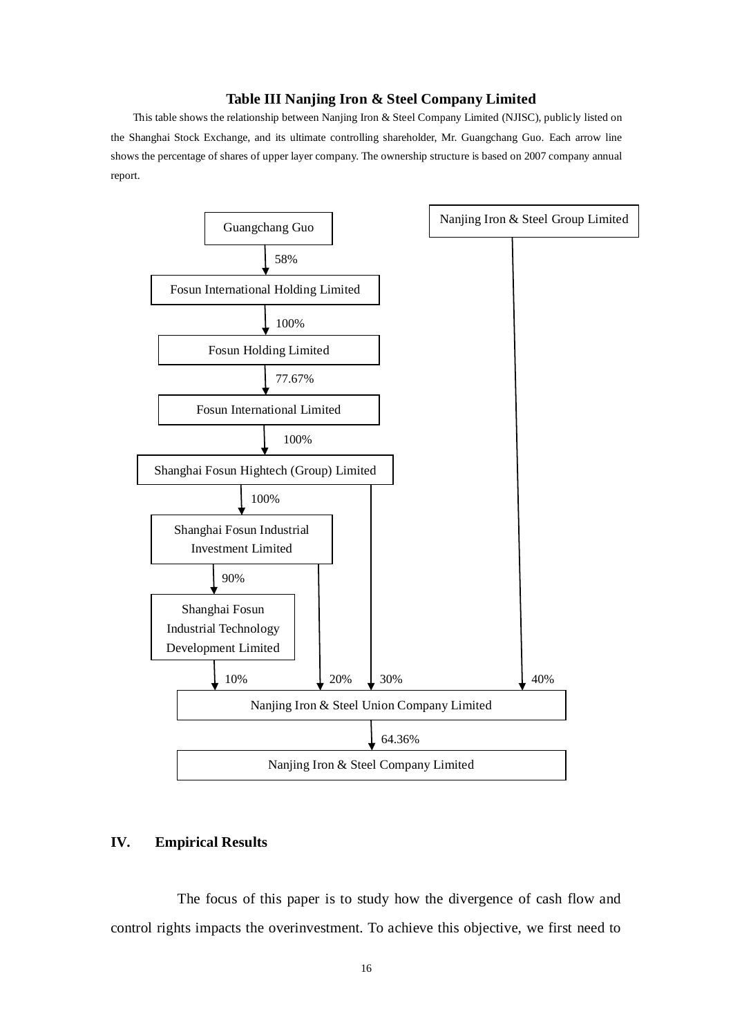**Table III Nanjing Iron & Steel Company Limited**

This table shows the relationship between Nanjing Iron & Steel Company Limited (NJISC), publicly listed on the Shanghai Stock Exchange, and its ultimate controlling shareholder, Mr. Guangchang Guo. Each arrow line shows the percentage of shares of upper layer company. The ownership structure is based on 2007 company annual report.

Guangchang Guo

↓ 58%

Fosun International Holding Limited

↓ 100%

Fosun Holding Limited

↓ 77.67%

Fosun International Limited

↓ 100%

Shanghai Fosun Hightech (Group) Limited

↓ 100%

Shanghai Fosun Industrial Investment Limited

↓ 90%

Shanghai Fosun Industrial Technology Development Limited

Nanjing Iron & Steel Group Limited

Shanghai Fosun Industrial Technology Development Limited ↓ 10% · Shanghai Fosun Industrial Investment Limited ↓ 20% · Shanghai Fosun Hightech (Group) Limited ↓ 30% · Nanjing Iron & Steel Group Limited ↓ 40%

Nanjing Iron & Steel Union Company Limited

↓ 64.36%

Nanjing Iron & Steel Company Limited

## IV. Empirical Results

The focus of this paper is to study how the divergence of cash flow and control rights impacts the overinvestment. To achieve this objective, we first need to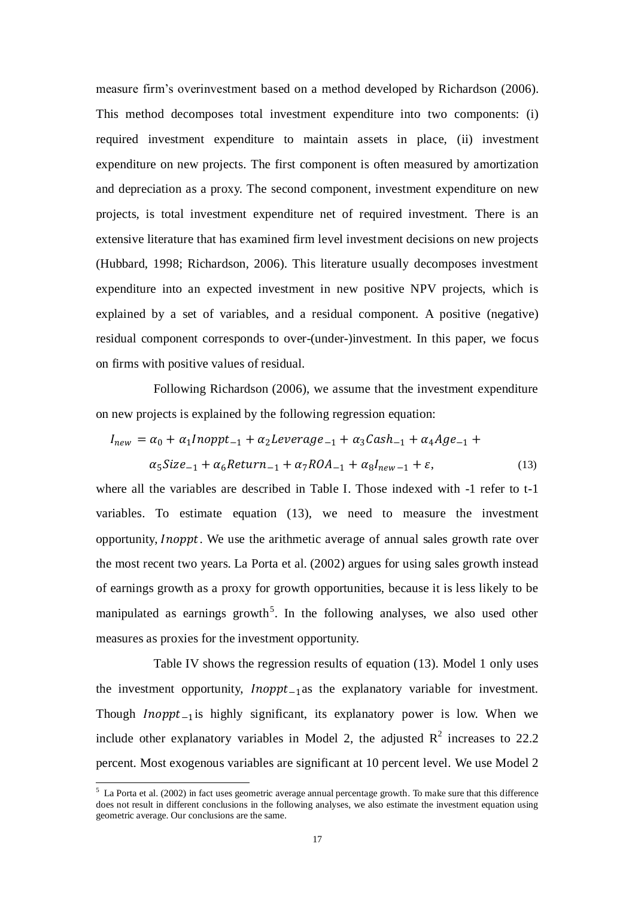measure firm's overinvestment based on a method developed by Richardson (2006). This method decomposes total investment expenditure into two components: (i) required investment expenditure to maintain assets in place, (ii) investment expenditure on new projects. The first component is often measured by amortization and depreciation as a proxy. The second component, investment expenditure on new projects, is total investment expenditure net of required investment. There is an extensive literature that has examined firm level investment decisions on new projects (Hubbard, 1998; Richardson, 2006). This literature usually decomposes investment expenditure into an expected investment in new positive NPV projects, which is explained by a set of variables, and a residual component. A positive (negative) residual component corresponds to over-(under-)investment. In this paper, we focus on firms with positive values of residual.

Following Richardson (2006), we assume that the investment expenditure on new projects is explained by the following regression equation:

$$I_{new} = \alpha_0 + \alpha_1 Inoppt_{-1} + \alpha_2 Leverage_{-1} + \alpha_3 Cash_{-1} + \alpha_4 Age_{-1} + \alpha_5 Size_{-1} + \alpha_6 Return_{-1} + \alpha_7 ROA_{-1} + \alpha_8 I_{new\,-1} + \varepsilon, \tag{13}$$

where all the variables are described in Table I. Those indexed with -1 refer to t-1 variables. To estimate equation (13), we need to measure the investment opportunity, $Inoppt$. We use the arithmetic average of annual sales growth rate over the most recent two years. La Porta et al. (2002) argues for using sales growth instead of earnings growth as a proxy for growth opportunities, because it is less likely to be manipulated as earnings growth[5]. In the following analyses, we also used other measures as proxies for the investment opportunity.

Table IV shows the regression results of equation (13). Model 1 only uses the investment opportunity, $Inoppt_{-1}$ as the explanatory variable for investment. Though $Inoppt_{-1}$ is highly significant, its explanatory power is low. When we include other explanatory variables in Model 2, the adjusted $R^2$ increases to 22.2 percent. Most exogenous variables are significant at 10 percent level. We use Model 2

[5] La Porta et al. (2002) in fact uses geometric average annual percentage growth. To make sure that this difference does not result in different conclusions in the following analyses, we also estimate the investment equation using geometric average. Our conclusions are the same.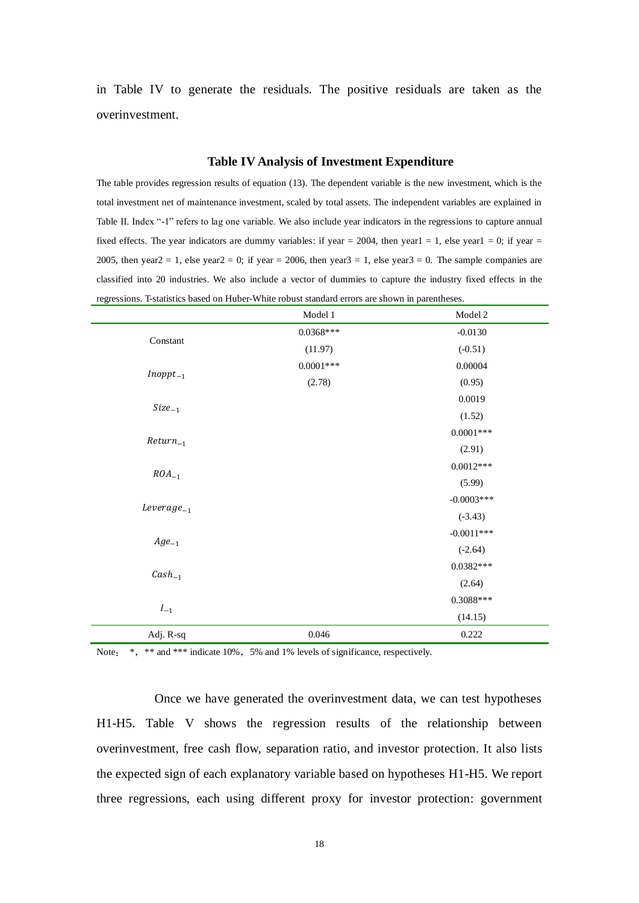in Table IV to generate the residuals. The positive residuals are taken as the overinvestment.

**Table IV Analysis of Investment Expenditure**

The table provides regression results of equation (13). The dependent variable is the new investment, which is the total investment net of maintenance investment, scaled by total assets. The independent variables are explained in Table II. Index "-1" refers to lag one variable. We also include year indicators in the regressions to capture annual fixed effects. The year indicators are dummy variables: if year = 2004, then year1 = 1, else year1 = 0; if year = 2005, then year2 = 1, else year2 = 0; if year = 2006, then year3 = 1, else year3 = 0. The sample companies are classified into 20 industries. We also include a vector of dummies to capture the industry fixed effects in the regressions. T-statistics based on Huber-White robust standard errors are shown in parentheses.

| | Model 1 | Model 2 |
|---|---|---|
| Constant | 0.0368*** | -0.0130 |
| | (11.97) | (-0.51) |
| $Inoppt_{-1}$ | 0.0001*** | 0.00004 |
| | (2.78) | (0.95) |
| $Size_{-1}$ | | 0.0019 |
| | | (1.52) |
| $Return_{-1}$ | | 0.0001*** |
| | | (2.91) |
| $ROA_{-1}$ | | 0.0012*** |
| | | (5.99) |
| $Leverage_{-1}$ | | -0.0003*** |
| | | (-3.43) |
| $Age_{-1}$ | | -0.0011*** |
| | | (-2.64) |
| $Cash_{-1}$ | | 0.0382*** |
| | | (2.64) |
| $I_{-1}$ | | 0.3088*** |
| | | (14.15) |
| Adj. R-sq | 0.046 | 0.222 |

Note: *, ** and *** indicate 10%, 5% and 1% levels of significance, respectively.

Once we have generated the overinvestment data, we can test hypotheses H1-H5. Table V shows the regression results of the relationship between overinvestment, free cash flow, separation ratio, and investor protection. It also lists the expected sign of each explanatory variable based on hypotheses H1-H5. We report three regressions, each using different proxy for investor protection: government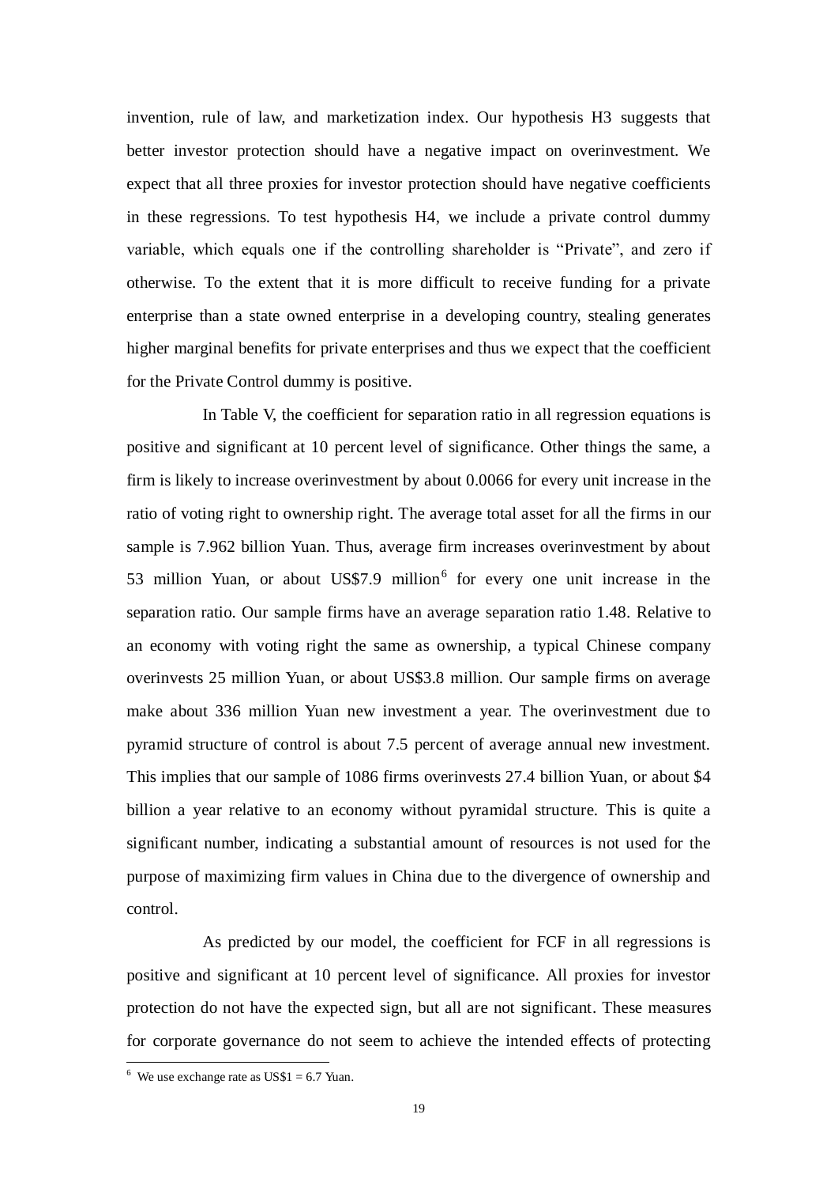invention, rule of law, and marketization index. Our hypothesis H3 suggests that better investor protection should have a negative impact on overinvestment. We expect that all three proxies for investor protection should have negative coefficients in these regressions. To test hypothesis H4, we include a private control dummy variable, which equals one if the controlling shareholder is "Private", and zero if otherwise. To the extent that it is more difficult to receive funding for a private enterprise than a state owned enterprise in a developing country, stealing generates higher marginal benefits for private enterprises and thus we expect that the coefficient for the Private Control dummy is positive.

In Table V, the coefficient for separation ratio in all regression equations is positive and significant at 10 percent level of significance. Other things the same, a firm is likely to increase overinvestment by about 0.0066 for every unit increase in the ratio of voting right to ownership right. The average total asset for all the firms in our sample is 7.962 billion Yuan. Thus, average firm increases overinvestment by about 53 million Yuan, or about US$7.9 million[6] for every one unit increase in the separation ratio. Our sample firms have an average separation ratio 1.48. Relative to an economy with voting right the same as ownership, a typical Chinese company overinvests 25 million Yuan, or about US$3.8 million. Our sample firms on average make about 336 million Yuan new investment a year. The overinvestment due to pyramid structure of control is about 7.5 percent of average annual new investment. This implies that our sample of 1086 firms overinvests 27.4 billion Yuan, or about $4 billion a year relative to an economy without pyramidal structure. This is quite a significant number, indicating a substantial amount of resources is not used for the purpose of maximizing firm values in China due to the divergence of ownership and control.

As predicted by our model, the coefficient for FCF in all regressions is positive and significant at 10 percent level of significance. All proxies for investor protection do not have the expected sign, but all are not significant. These measures for corporate governance do not seem to achieve the intended effects of protecting

[6] We use exchange rate as US$1 = 6.7 Yuan.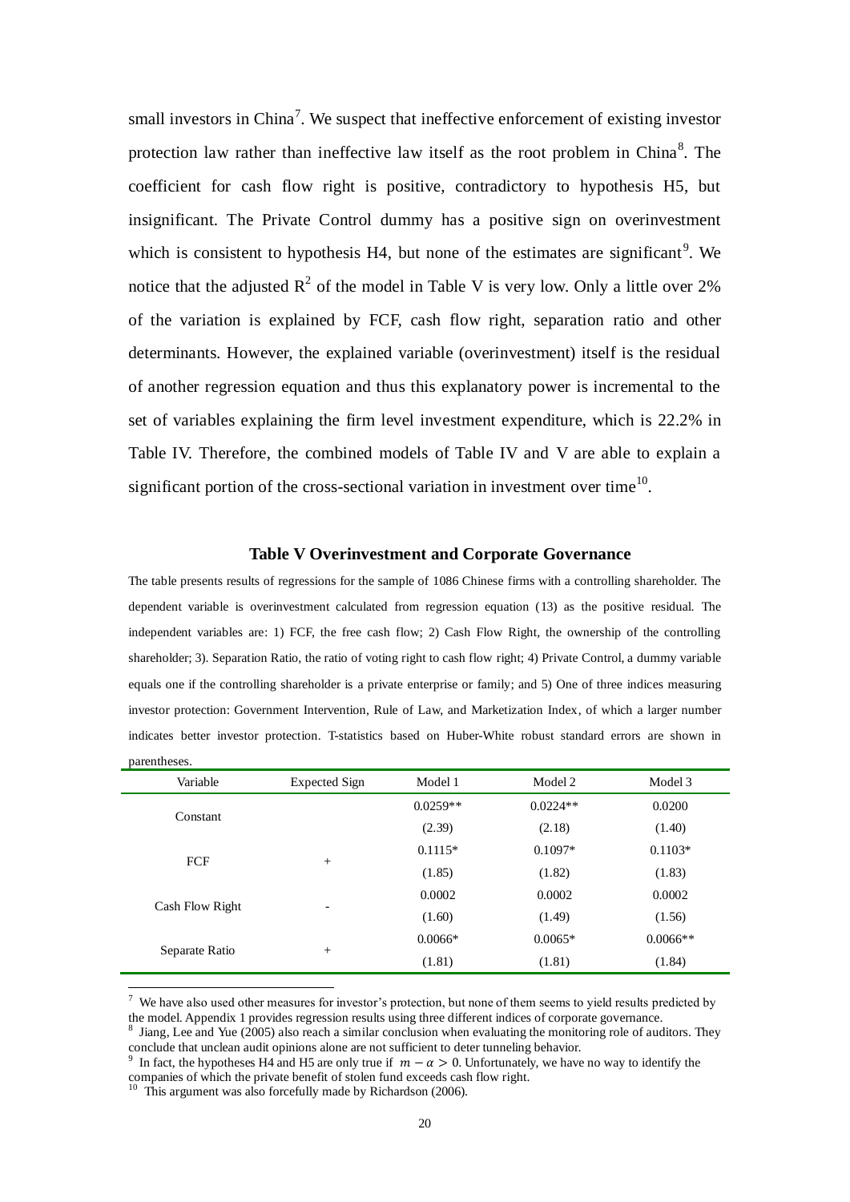small investors in China[7]. We suspect that ineffective enforcement of existing investor protection law rather than ineffective law itself as the root problem in China[8]. The coefficient for cash flow right is positive, contradictory to hypothesis H5, but insignificant. The Private Control dummy has a positive sign on overinvestment which is consistent to hypothesis H4, but none of the estimates are significant[9]. We notice that the adjusted $R^2$ of the model in Table V is very low. Only a little over 2% of the variation is explained by FCF, cash flow right, separation ratio and other determinants. However, the explained variable (overinvestment) itself is the residual of another regression equation and thus this explanatory power is incremental to the set of variables explaining the firm level investment expenditure, which is 22.2% in Table IV. Therefore, the combined models of Table IV and V are able to explain a significant portion of the cross-sectional variation in investment over time[10].

### Table V Overinvestment and Corporate Governance

The table presents results of regressions for the sample of 1086 Chinese firms with a controlling shareholder. The dependent variable is overinvestment calculated from regression equation (13) as the positive residual. The independent variables are: 1) FCF, the free cash flow; 2) Cash Flow Right, the ownership of the controlling shareholder; 3). Separation Ratio, the ratio of voting right to cash flow right; 4) Private Control, a dummy variable equals one if the controlling shareholder is a private enterprise or family; and 5) One of three indices measuring investor protection: Government Intervention, Rule of Law, and Marketization Index, of which a larger number indicates better investor protection. T-statistics based on Huber-White robust standard errors are shown in parentheses.

| Variable | Expected Sign | Model 1 | Model 2 | Model 3 |
|---|---|---|---|---|
| Constant | | 0.0259** | 0.0224** | 0.0200 |
| | | (2.39) | (2.18) | (1.40) |
| FCF | + | 0.1115* | 0.1097* | 0.1103* |
| | | (1.85) | (1.82) | (1.83) |
| Cash Flow Right | - | 0.0002 | 0.0002 | 0.0002 |
| | | (1.60) | (1.49) | (1.56) |
| Separate Ratio | + | 0.0066* | 0.0065* | 0.0066** |
| | | (1.81) | (1.81) | (1.84) |

---

[7] We have also used other measures for investor's protection, but none of them seems to yield results predicted by the model. Appendix 1 provides regression results using three different indices of corporate governance.

[8] Jiang, Lee and Yue (2005) also reach a similar conclusion when evaluating the monitoring role of auditors. They conclude that unclean audit opinions alone are not sufficient to deter tunneling behavior.

[9] In fact, the hypotheses H4 and H5 are only true if $m - \alpha > 0$. Unfortunately, we have no way to identify the companies of which the private benefit of stolen fund exceeds cash flow right.

[10] This argument was also forcefully made by Richardson (2006).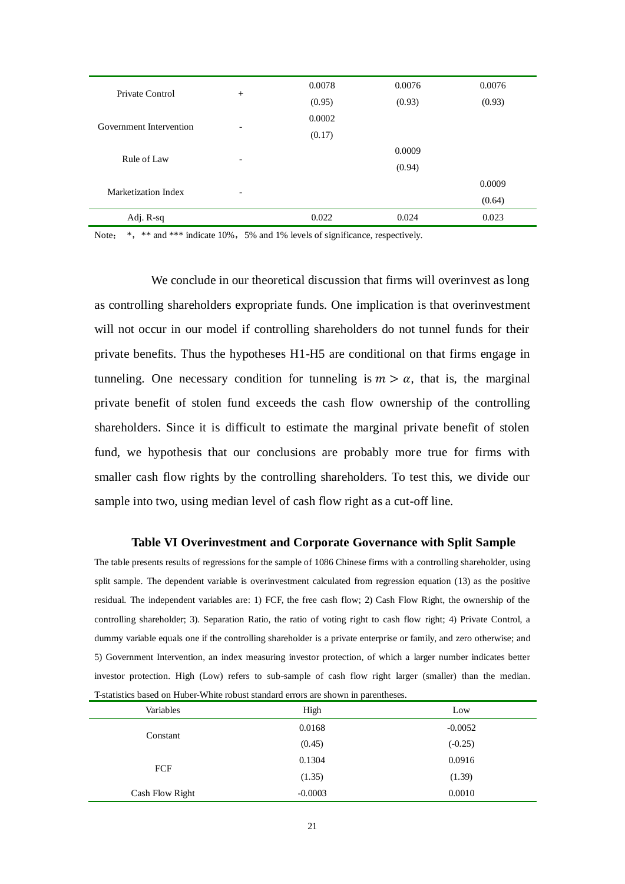| Private Control | + | 0.0078 | 0.0076 | 0.0076 |
|---|---|---|---|---|
| | | (0.95) | (0.93) | (0.93) |
| Government Intervention | - | 0.0002 | | |
| | | (0.17) | | |
| Rule of Law | - | | 0.0009 | |
| | | | (0.94) | |
| Marketization Index | - | | | 0.0009 |
| | | | | (0.64) |
| Adj. R-sq | | 0.022 | 0.024 | 0.023 |

Note： *，** and *** indicate 10%，5% and 1% levels of significance, respectively.

We conclude in our theoretical discussion that firms will overinvest as long as controlling shareholders expropriate funds. One implication is that overinvestment will not occur in our model if controlling shareholders do not tunnel funds for their private benefits. Thus the hypotheses H1-H5 are conditional on that firms engage in tunneling. One necessary condition for tunneling is $m > \alpha$, that is, the marginal private benefit of stolen fund exceeds the cash flow ownership of the controlling shareholders. Since it is difficult to estimate the marginal private benefit of stolen fund, we hypothesis that our conclusions are probably more true for firms with smaller cash flow rights by the controlling shareholders. To test this, we divide our sample into two, using median level of cash flow right as a cut-off line.

**Table VI Overinvestment and Corporate Governance with Split Sample**

The table presents results of regressions for the sample of 1086 Chinese firms with a controlling shareholder, using split sample. The dependent variable is overinvestment calculated from regression equation (13) as the positive residual. The independent variables are: 1) FCF, the free cash flow; 2) Cash Flow Right, the ownership of the controlling shareholder; 3). Separation Ratio, the ratio of voting right to cash flow right; 4) Private Control, a dummy variable equals one if the controlling shareholder is a private enterprise or family, and zero otherwise; and 5) Government Intervention, an index measuring investor protection, of which a larger number indicates better investor protection. High (Low) refers to sub-sample of cash flow right larger (smaller) than the median. T-statistics based on Huber-White robust standard errors are shown in parentheses.

| Variables | High | Low |
|---|---|---|
| Constant | 0.0168 | -0.0052 |
| | (0.45) | (-0.25) |
| FCF | 0.1304 | 0.0916 |
| | (1.35) | (1.39) |
| Cash Flow Right | -0.0003 | 0.0010 |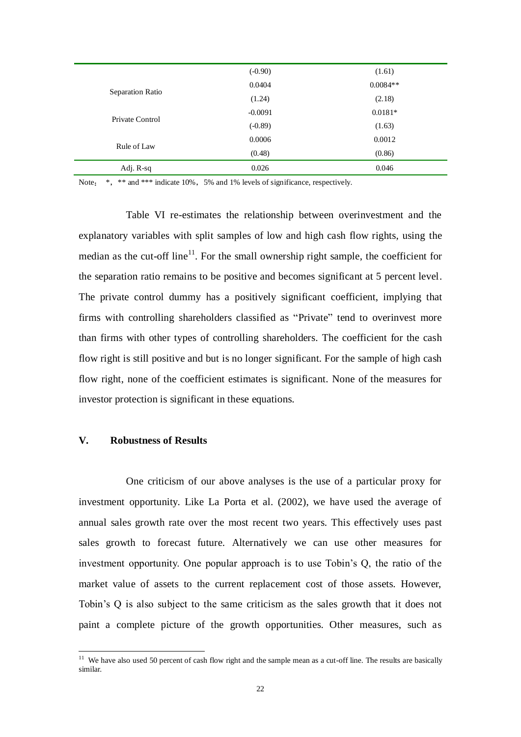| | | |
|---|---|---|
| | (-0.90) | (1.61) |
| Separation Ratio | 0.0404 | 0.0084** |
| | (1.24) | (2.18) |
| Private Control | -0.0091 | 0.0181* |
| | (-0.89) | (1.63) |
| Rule of Law | 0.0006 | 0.0012 |
| | (0.48) | (0.86) |
| Adj. R-sq | 0.026 | 0.046 |

Note： *，** and *** indicate 10%，5% and 1% levels of significance, respectively.

Table VI re-estimates the relationship between overinvestment and the explanatory variables with split samples of low and high cash flow rights, using the median as the cut-off line[11]. For the small ownership right sample, the coefficient for the separation ratio remains to be positive and becomes significant at 5 percent level. The private control dummy has a positively significant coefficient, implying that firms with controlling shareholders classified as "Private" tend to overinvest more than firms with other types of controlling shareholders. The coefficient for the cash flow right is still positive and but is no longer significant. For the sample of high cash flow right, none of the coefficient estimates is significant. None of the measures for investor protection is significant in these equations.

## V. Robustness of Results

One criticism of our above analyses is the use of a particular proxy for investment opportunity. Like La Porta et al. (2002), we have used the average of annual sales growth rate over the most recent two years. This effectively uses past sales growth to forecast future. Alternatively we can use other measures for investment opportunity. One popular approach is to use Tobin's Q, the ratio of the market value of assets to the current replacement cost of those assets. However, Tobin's Q is also subject to the same criticism as the sales growth that it does not paint a complete picture of the growth opportunities. Other measures, such as

[11] We have also used 50 percent of cash flow right and the sample mean as a cut-off line. The results are basically similar.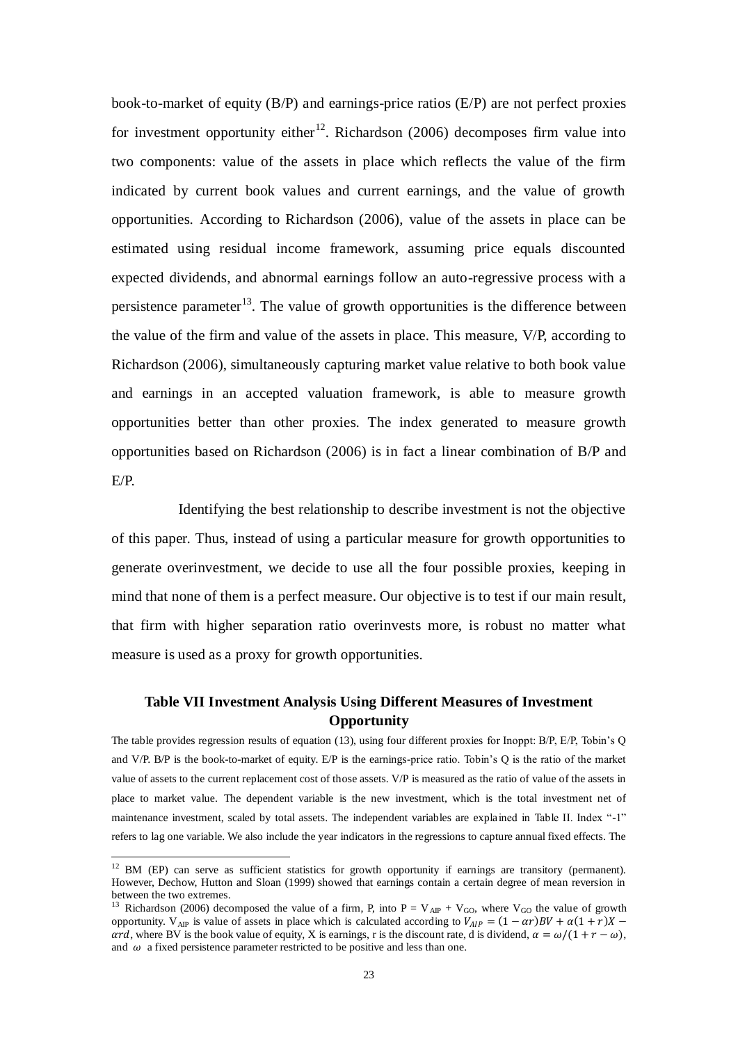book-to-market of equity (B/P) and earnings-price ratios (E/P) are not perfect proxies for investment opportunity either[12]. Richardson (2006) decomposes firm value into two components: value of the assets in place which reflects the value of the firm indicated by current book values and current earnings, and the value of growth opportunities. According to Richardson (2006), value of the assets in place can be estimated using residual income framework, assuming price equals discounted expected dividends, and abnormal earnings follow an auto-regressive process with a persistence parameter[13]. The value of growth opportunities is the difference between the value of the firm and value of the assets in place. This measure, V/P, according to Richardson (2006), simultaneously capturing market value relative to both book value and earnings in an accepted valuation framework, is able to measure growth opportunities better than other proxies. The index generated to measure growth opportunities based on Richardson (2006) is in fact a linear combination of B/P and E/P.

Identifying the best relationship to describe investment is not the objective of this paper. Thus, instead of using a particular measure for growth opportunities to generate overinvestment, we decide to use all the four possible proxies, keeping in mind that none of them is a perfect measure. Our objective is to test if our main result, that firm with higher separation ratio overinvests more, is robust no matter what measure is used as a proxy for growth opportunities.

### Table VII Investment Analysis Using Different Measures of Investment Opportunity

The table provides regression results of equation (13), using four different proxies for Inoppt: B/P, E/P, Tobin's Q and V/P. B/P is the book-to-market of equity. E/P is the earnings-price ratio. Tobin's Q is the ratio of the market value of assets to the current replacement cost of those assets. V/P is measured as the ratio of value of the assets in place to market value. The dependent variable is the new investment, which is the total investment net of maintenance investment, scaled by total assets. The independent variables are explained in Table II. Index "-1" refers to lag one variable. We also include the year indicators in the regressions to capture annual fixed effects. The

---

[12] BM (EP) can serve as sufficient statistics for growth opportunity if earnings are transitory (permanent). However, Dechow, Hutton and Sloan (1999) showed that earnings contain a certain degree of mean reversion in between the two extremes.

[13] Richardson (2006) decomposed the value of a firm, P, into $P = V_{AIP} + V_{GO}$, where $V_{GO}$ the value of growth opportunity. $V_{AIP}$ is value of assets in place which is calculated according to $V_{AIP} = (1 - \alpha r)BV + \alpha(1 + r)X - \alpha rd$, where BV is the book value of equity, X is earnings, r is the discount rate, d is dividend, $\alpha = \omega/(1 + r - \omega)$, and $\omega$ a fixed persistence parameter restricted to be positive and less than one.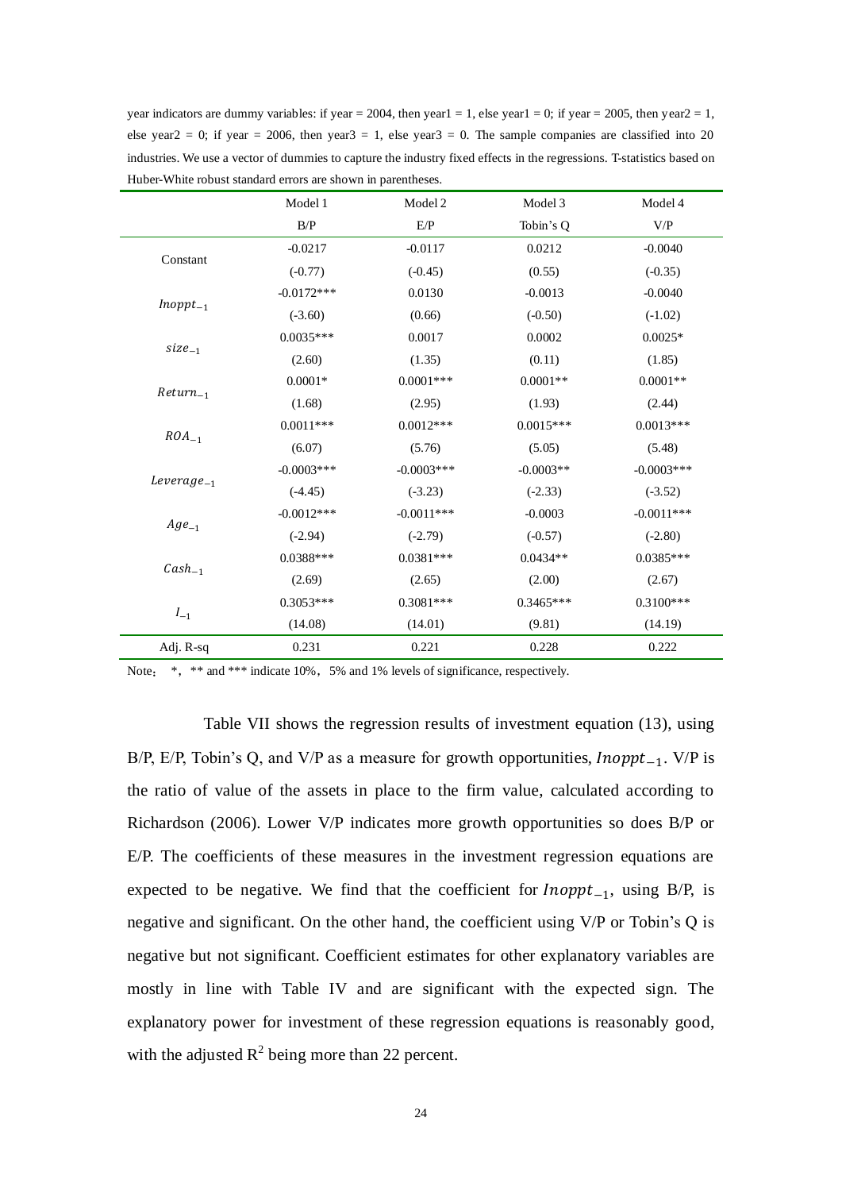year indicators are dummy variables: if year = 2004, then year1 = 1, else year1 = 0; if year = 2005, then year2 = 1, else year2 = 0; if year = 2006, then year3 = 1, else year3 = 0. The sample companies are classified into 20 industries. We use a vector of dummies to capture the industry fixed effects in the regressions. T-statistics based on Huber-White robust standard errors are shown in parentheses.

| | Model 1 | Model 2 | Model 3 | Model 4 |
|---|---|---|---|---|
| | B/P | E/P | Tobin's Q | V/P |
| Constant | -0.0217 | -0.0117 | 0.0212 | -0.0040 |
| | (-0.77) | (-0.45) | (0.55) | (-0.35) |
| $Inoppt_{-1}$ | -0.0172*** | 0.0130 | -0.0013 | -0.0040 |
| | (-3.60) | (0.66) | (-0.50) | (-1.02) |
| $size_{-1}$ | 0.0035*** | 0.0017 | 0.0002 | 0.0025* |
| | (2.60) | (1.35) | (0.11) | (1.85) |
| $Return_{-1}$ | 0.0001* | 0.0001*** | 0.0001** | 0.0001** |
| | (1.68) | (2.95) | (1.93) | (2.44) |
| $ROA_{-1}$ | 0.0011*** | 0.0012*** | 0.0015*** | 0.0013*** |
| | (6.07) | (5.76) | (5.05) | (5.48) |
| $Leverage_{-1}$ | -0.0003*** | -0.0003*** | -0.0003** | -0.0003*** |
| | (-4.45) | (-3.23) | (-2.33) | (-3.52) |
| $Age_{-1}$ | -0.0012*** | -0.0011*** | -0.0003 | -0.0011*** |
| | (-2.94) | (-2.79) | (-0.57) | (-2.80) |
| $Cash_{-1}$ | 0.0388*** | 0.0381*** | 0.0434** | 0.0385*** |
| | (2.69) | (2.65) | (2.00) | (2.67) |
| $I_{-1}$ | 0.3053*** | 0.3081*** | 0.3465*** | 0.3100*** |
| | (14.08) | (14.01) | (9.81) | (14.19) |
| Adj. R-sq | 0.231 | 0.221 | 0.228 | 0.222 |

Note： *，** and *** indicate 10%，5% and 1% levels of significance, respectively.

Table VII shows the regression results of investment equation (13), using B/P, E/P, Tobin's Q, and V/P as a measure for growth opportunities, $Inoppt_{-1}$. V/P is the ratio of value of the assets in place to the firm value, calculated according to Richardson (2006). Lower V/P indicates more growth opportunities so does B/P or E/P. The coefficients of these measures in the investment regression equations are expected to be negative. We find that the coefficient for $Inoppt_{-1}$, using B/P, is negative and significant. On the other hand, the coefficient using V/P or Tobin's Q is negative but not significant. Coefficient estimates for other explanatory variables are mostly in line with Table IV and are significant with the expected sign. The explanatory power for investment of these regression equations is reasonably good, with the adjusted $R^2$ being more than 22 percent.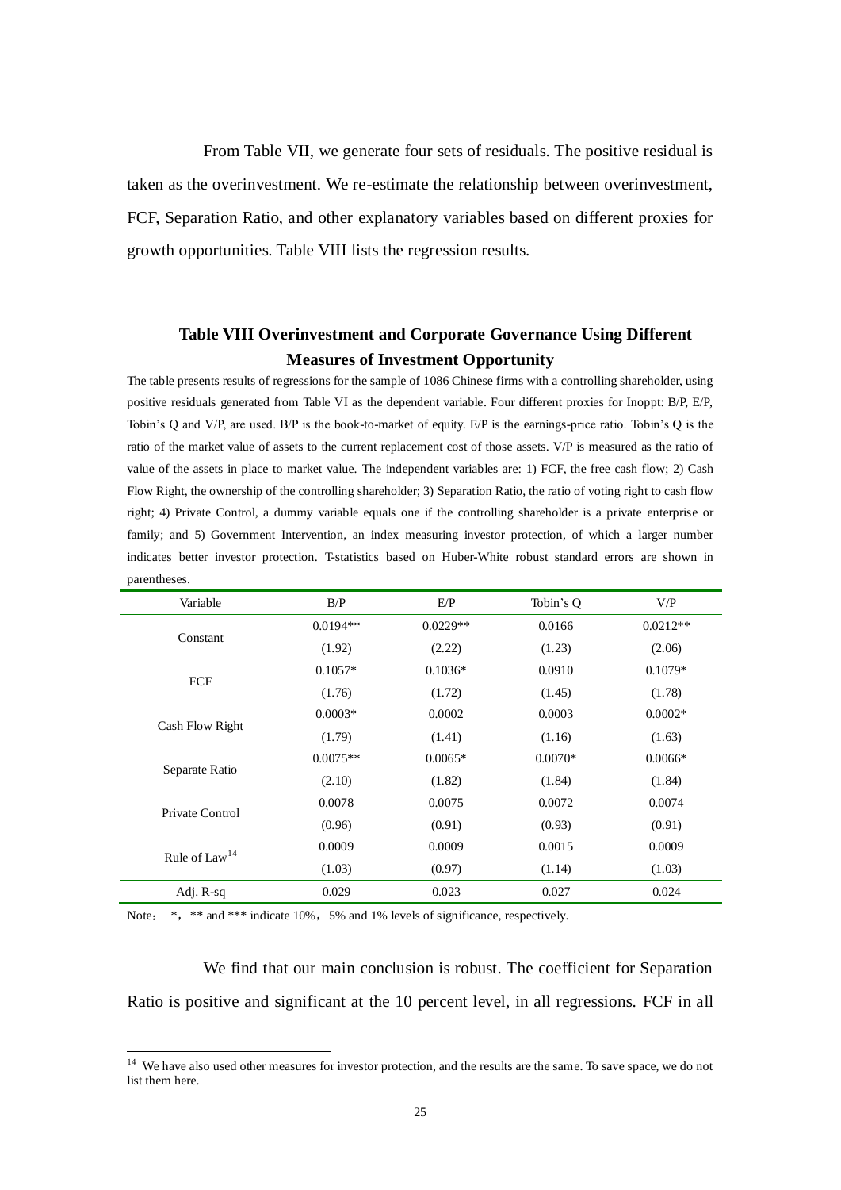From Table VII, we generate four sets of residuals. The positive residual is taken as the overinvestment. We re-estimate the relationship between overinvestment, FCF, Separation Ratio, and other explanatory variables based on different proxies for growth opportunities. Table VIII lists the regression results.

### Table VIII Overinvestment and Corporate Governance Using Different Measures of Investment Opportunity

The table presents results of regressions for the sample of 1086 Chinese firms with a controlling shareholder, using positive residuals generated from Table VI as the dependent variable. Four different proxies for Inoppt: B/P, E/P, Tobin's Q and V/P, are used. B/P is the book-to-market of equity. E/P is the earnings-price ratio. Tobin's Q is the ratio of the market value of assets to the current replacement cost of those assets. V/P is measured as the ratio of value of the assets in place to market value. The independent variables are: 1) FCF, the free cash flow; 2) Cash Flow Right, the ownership of the controlling shareholder; 3) Separation Ratio, the ratio of voting right to cash flow right; 4) Private Control, a dummy variable equals one if the controlling shareholder is a private enterprise or family; and 5) Government Intervention, an index measuring investor protection, of which a larger number indicates better investor protection. T-statistics based on Huber-White robust standard errors are shown in parentheses.

| Variable | B/P | E/P | Tobin's Q | V/P |
|---|---|---|---|---|
| Constant | 0.0194** | 0.0229** | 0.0166 | 0.0212** |
| | (1.92) | (2.22) | (1.23) | (2.06) |
| FCF | 0.1057* | 0.1036* | 0.0910 | 0.1079* |
| | (1.76) | (1.72) | (1.45) | (1.78) |
| Cash Flow Right | 0.0003* | 0.0002 | 0.0003 | 0.0002* |
| | (1.79) | (1.41) | (1.16) | (1.63) |
| Separate Ratio | 0.0075** | 0.0065* | 0.0070* | 0.0066* |
| | (2.10) | (1.82) | (1.84) | (1.84) |
| Private Control | 0.0078 | 0.0075 | 0.0072 | 0.0074 |
| | (0.96) | (0.91) | (0.93) | (0.91) |
| Rule of Law[14] | 0.0009 | 0.0009 | 0.0015 | 0.0009 |
| | (1.03) | (0.97) | (1.14) | (1.03) |
| Adj. R-sq | 0.029 | 0.023 | 0.027 | 0.024 |

Note： *，** and *** indicate 10%，5% and 1% levels of significance, respectively.

We find that our main conclusion is robust. The coefficient for Separation Ratio is positive and significant at the 10 percent level, in all regressions. FCF in all

[14] We have also used other measures for investor protection, and the results are the same. To save space, we do not list them here.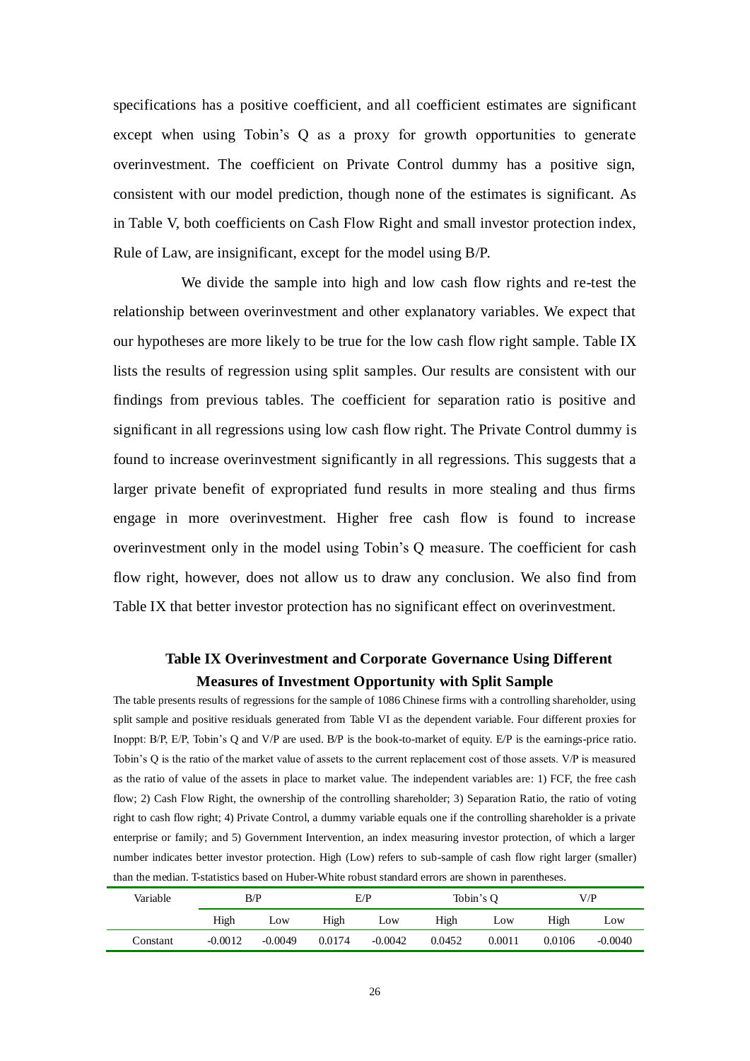specifications has a positive coefficient, and all coefficient estimates are significant except when using Tobin's Q as a proxy for growth opportunities to generate overinvestment. The coefficient on Private Control dummy has a positive sign, consistent with our model prediction, though none of the estimates is significant. As in Table V, both coefficients on Cash Flow Right and small investor protection index, Rule of Law, are insignificant, except for the model using B/P.

We divide the sample into high and low cash flow rights and re-test the relationship between overinvestment and other explanatory variables. We expect that our hypotheses are more likely to be true for the low cash flow right sample. Table IX lists the results of regression using split samples. Our results are consistent with our findings from previous tables. The coefficient for separation ratio is positive and significant in all regressions using low cash flow right. The Private Control dummy is found to increase overinvestment significantly in all regressions. This suggests that a larger private benefit of expropriated fund results in more stealing and thus firms engage in more overinvestment. Higher free cash flow is found to increase overinvestment only in the model using Tobin's Q measure. The coefficient for cash flow right, however, does not allow us to draw any conclusion. We also find from Table IX that better investor protection has no significant effect on overinvestment.

**Table IX Overinvestment and Corporate Governance Using Different Measures of Investment Opportunity with Split Sample**

The table presents results of regressions for the sample of 1086 Chinese firms with a controlling shareholder, using split sample and positive residuals generated from Table VI as the dependent variable. Four different proxies for Inoppt: B/P, E/P, Tobin's Q and V/P are used. B/P is the book-to-market of equity. E/P is the earnings-price ratio. Tobin's Q is the ratio of the market value of assets to the current replacement cost of those assets. V/P is measured as the ratio of value of the assets in place to market value. The independent variables are: 1) FCF, the free cash flow; 2) Cash Flow Right, the ownership of the controlling shareholder; 3) Separation Ratio, the ratio of voting right to cash flow right; 4) Private Control, a dummy variable equals one if the controlling shareholder is a private enterprise or family; and 5) Government Intervention, an index measuring investor protection, of which a larger number indicates better investor protection. High (Low) refers to sub-sample of cash flow right larger (smaller) than the median. T-statistics based on Huber-White robust standard errors are shown in parentheses.

| Variable | B/P | | E/P | | Tobin's Q | | V/P | |
|---|---|---|---|---|---|---|---|---|
| | High | Low | High | Low | High | Low | High | Low |
| Constant | -0.0012 | -0.0049 | 0.0174 | -0.0042 | 0.0452 | 0.0011 | 0.0106 | -0.0040 |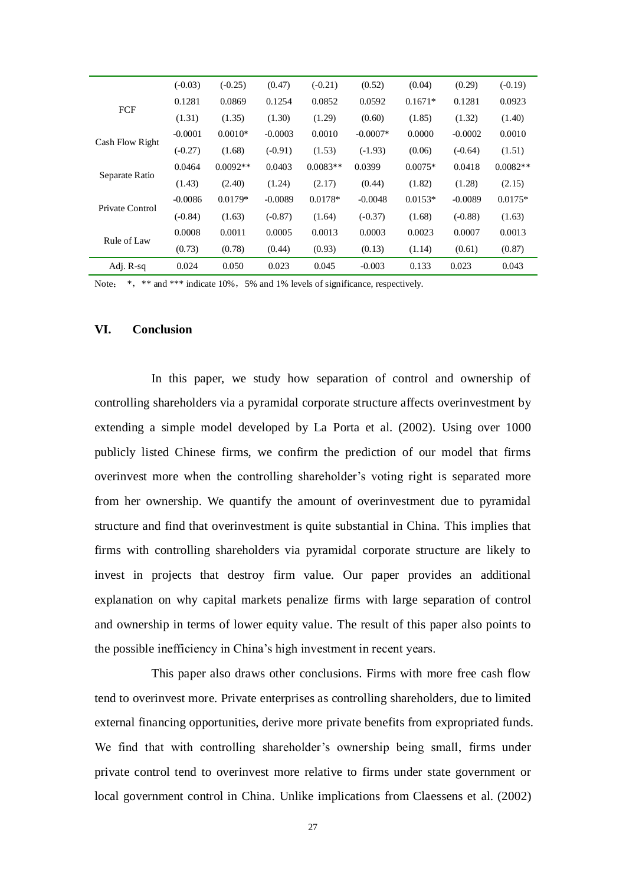| | | | | | | | | |
|---|---|---|---|---|---|---|---|---|
| | (-0.03) | (-0.25) | (0.47) | (-0.21) | (0.52) | (0.04) | (0.29) | (-0.19) |
| FCF | 0.1281 | 0.0869 | 0.1254 | 0.0852 | 0.0592 | 0.1671* | 0.1281 | 0.0923 |
| | (1.31) | (1.35) | (1.30) | (1.29) | (0.60) | (1.85) | (1.32) | (1.40) |
| Cash Flow Right | -0.0001 | 0.0010* | -0.0003 | 0.0010 | -0.0007* | 0.0000 | -0.0002 | 0.0010 |
| | (-0.27) | (1.68) | (-0.91) | (1.53) | (-1.93) | (0.06) | (-0.64) | (1.51) |
| Separate Ratio | 0.0464 | 0.0092** | 0.0403 | 0.0083** | 0.0399 | 0.0075* | 0.0418 | 0.0082** |
| | (1.43) | (2.40) | (1.24) | (2.17) | (0.44) | (1.82) | (1.28) | (2.15) |
| Private Control | -0.0086 | 0.0179* | -0.0089 | 0.0178* | -0.0048 | 0.0153* | -0.0089 | 0.0175* |
| | (-0.84) | (1.63) | (-0.87) | (1.64) | (-0.37) | (1.68) | (-0.88) | (1.63) |
| Rule of Law | 0.0008 | 0.0011 | 0.0005 | 0.0013 | 0.0003 | 0.0023 | 0.0007 | 0.0013 |
| | (0.73) | (0.78) | (0.44) | (0.93) | (0.13) | (1.14) | (0.61) | (0.87) |
| Adj. R-sq | 0.024 | 0.050 | 0.023 | 0.045 | -0.003 | 0.133 | 0.023 | 0.043 |

Note: *, ** and *** indicate 10%, 5% and 1% levels of significance, respectively.

## VI. Conclusion

In this paper, we study how separation of control and ownership of controlling shareholders via a pyramidal corporate structure affects overinvestment by extending a simple model developed by La Porta et al. (2002). Using over 1000 publicly listed Chinese firms, we confirm the prediction of our model that firms overinvest more when the controlling shareholder's voting right is separated more from her ownership. We quantify the amount of overinvestment due to pyramidal structure and find that overinvestment is quite substantial in China. This implies that firms with controlling shareholders via pyramidal corporate structure are likely to invest in projects that destroy firm value. Our paper provides an additional explanation on why capital markets penalize firms with large separation of control and ownership in terms of lower equity value. The result of this paper also points to the possible inefficiency in China's high investment in recent years.

This paper also draws other conclusions. Firms with more free cash flow tend to overinvest more. Private enterprises as controlling shareholders, due to limited external financing opportunities, derive more private benefits from expropriated funds. We find that with controlling shareholder's ownership being small, firms under private control tend to overinvest more relative to firms under state government or local government control in China. Unlike implications from Claessens et al. (2002)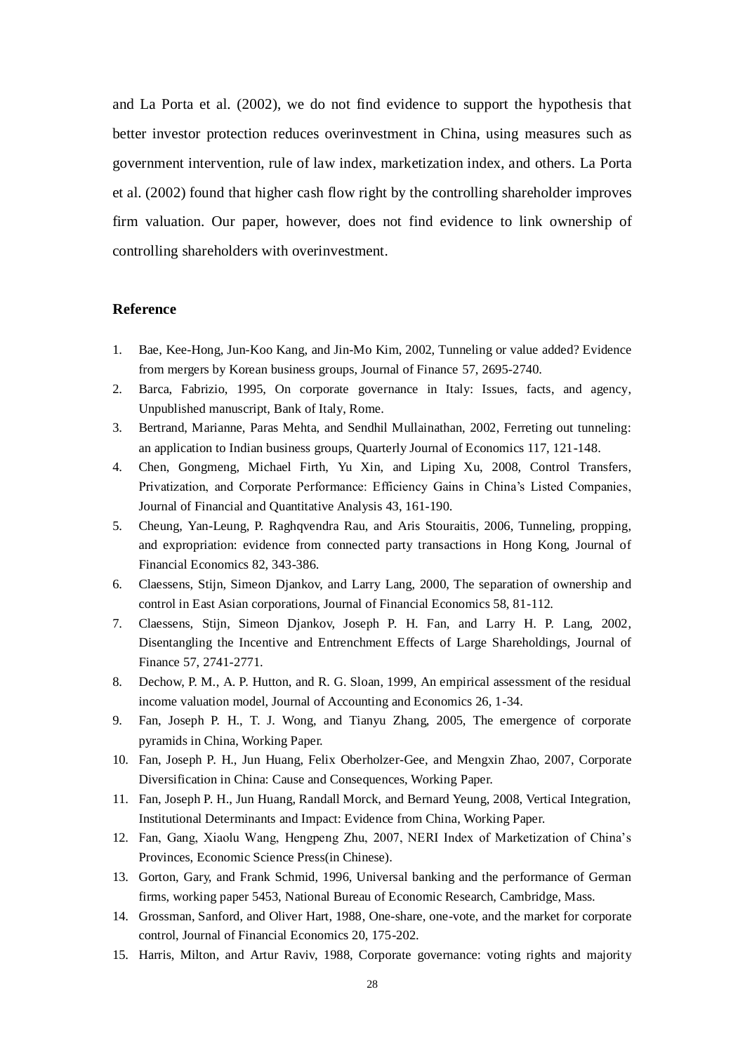and La Porta et al. (2002), we do not find evidence to support the hypothesis that better investor protection reduces overinvestment in China, using measures such as government intervention, rule of law index, marketization index, and others. La Porta et al. (2002) found that higher cash flow right by the controlling shareholder improves firm valuation. Our paper, however, does not find evidence to link ownership of controlling shareholders with overinvestment.

**Reference**

1. Bae, Kee-Hong, Jun-Koo Kang, and Jin-Mo Kim, 2002, Tunneling or value added? Evidence from mergers by Korean business groups, Journal of Finance 57, 2695-2740.
2. Barca, Fabrizio, 1995, On corporate governance in Italy: Issues, facts, and agency, Unpublished manuscript, Bank of Italy, Rome.
3. Bertrand, Marianne, Paras Mehta, and Sendhil Mullainathan, 2002, Ferreting out tunneling: an application to Indian business groups, Quarterly Journal of Economics 117, 121-148.
4. Chen, Gongmeng, Michael Firth, Yu Xin, and Liping Xu, 2008, Control Transfers, Privatization, and Corporate Performance: Efficiency Gains in China's Listed Companies, Journal of Financial and Quantitative Analysis 43, 161-190.
5. Cheung, Yan-Leung, P. Raghqvendra Rau, and Aris Stouraitis, 2006, Tunneling, propping, and expropriation: evidence from connected party transactions in Hong Kong, Journal of Financial Economics 82, 343-386.
6. Claessens, Stijn, Simeon Djankov, and Larry Lang, 2000, The separation of ownership and control in East Asian corporations, Journal of Financial Economics 58, 81-112.
7. Claessens, Stijn, Simeon Djankov, Joseph P. H. Fan, and Larry H. P. Lang, 2002, Disentangling the Incentive and Entrenchment Effects of Large Shareholdings, Journal of Finance 57, 2741-2771.
8. Dechow, P. M., A. P. Hutton, and R. G. Sloan, 1999, An empirical assessment of the residual income valuation model, Journal of Accounting and Economics 26, 1-34.
9. Fan, Joseph P. H., T. J. Wong, and Tianyu Zhang, 2005, The emergence of corporate pyramids in China, Working Paper.
10. Fan, Joseph P. H., Jun Huang, Felix Oberholzer-Gee, and Mengxin Zhao, 2007, Corporate Diversification in China: Cause and Consequences, Working Paper.
11. Fan, Joseph P. H., Jun Huang, Randall Morck, and Bernard Yeung, 2008, Vertical Integration, Institutional Determinants and Impact: Evidence from China, Working Paper.
12. Fan, Gang, Xiaolu Wang, Hengpeng Zhu, 2007, NERI Index of Marketization of China's Provinces, Economic Science Press(in Chinese).
13. Gorton, Gary, and Frank Schmid, 1996, Universal banking and the performance of German firms, working paper 5453, National Bureau of Economic Research, Cambridge, Mass.
14. Grossman, Sanford, and Oliver Hart, 1988, One-share, one-vote, and the market for corporate control, Journal of Financial Economics 20, 175-202.
15. Harris, Milton, and Artur Raviv, 1988, Corporate governance: voting rights and majority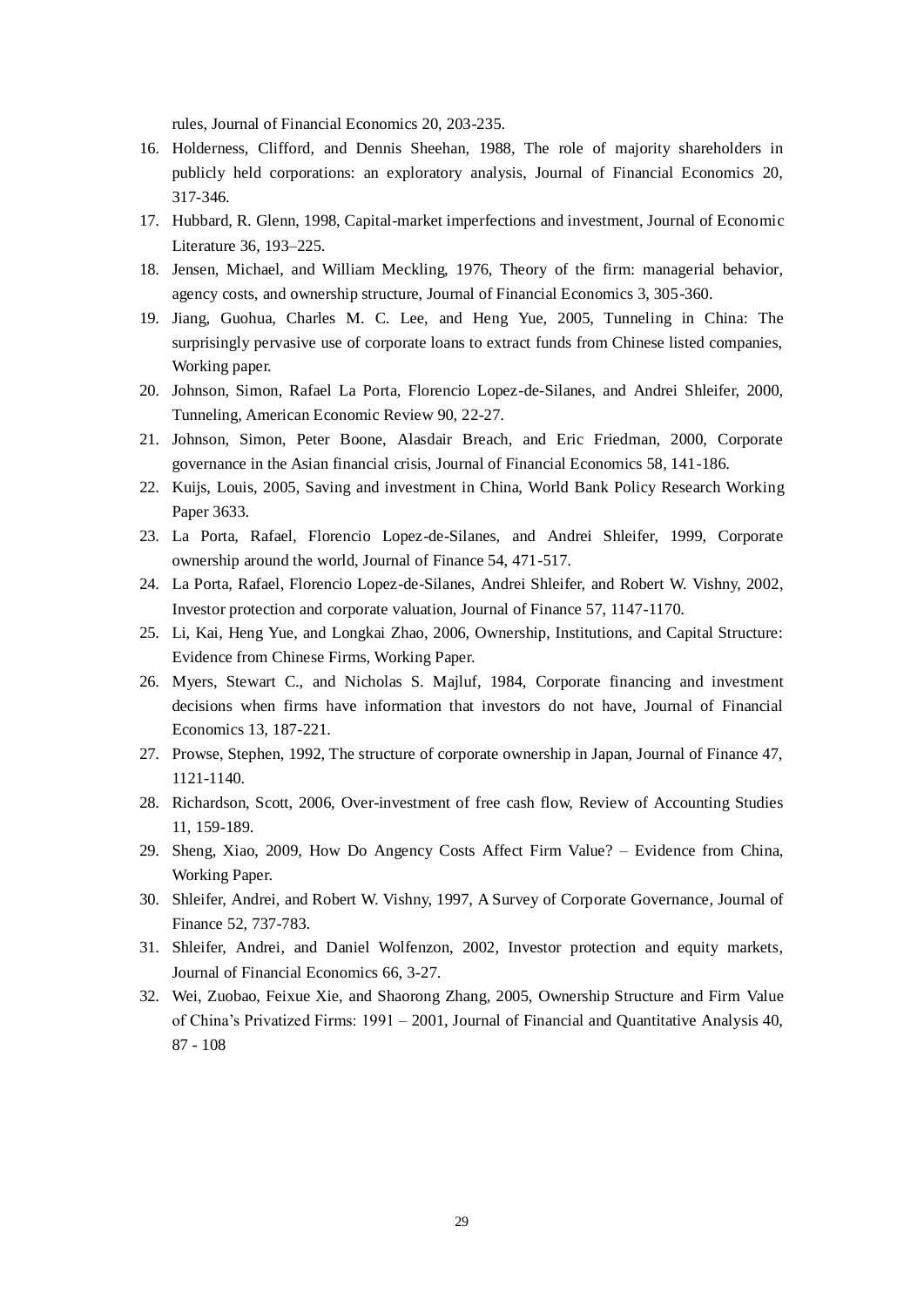rules, Journal of Financial Economics 20, 203-235.

16. Holderness, Clifford, and Dennis Sheehan, 1988, The role of majority shareholders in publicly held corporations: an exploratory analysis, Journal of Financial Economics 20, 317-346.
17. Hubbard, R. Glenn, 1998, Capital-market imperfections and investment, Journal of Economic Literature 36, 193–225.
18. Jensen, Michael, and William Meckling, 1976, Theory of the firm: managerial behavior, agency costs, and ownership structure, Journal of Financial Economics 3, 305-360.
19. Jiang, Guohua, Charles M. C. Lee, and Heng Yue, 2005, Tunneling in China: The surprisingly pervasive use of corporate loans to extract funds from Chinese listed companies, Working paper.
20. Johnson, Simon, Rafael La Porta, Florencio Lopez-de-Silanes, and Andrei Shleifer, 2000, Tunneling, American Economic Review 90, 22-27.
21. Johnson, Simon, Peter Boone, Alasdair Breach, and Eric Friedman, 2000, Corporate governance in the Asian financial crisis, Journal of Financial Economics 58, 141-186.
22. Kuijs, Louis, 2005, Saving and investment in China, World Bank Policy Research Working Paper 3633.
23. La Porta, Rafael, Florencio Lopez-de-Silanes, and Andrei Shleifer, 1999, Corporate ownership around the world, Journal of Finance 54, 471-517.
24. La Porta, Rafael, Florencio Lopez-de-Silanes, Andrei Shleifer, and Robert W. Vishny, 2002, Investor protection and corporate valuation, Journal of Finance 57, 1147-1170.
25. Li, Kai, Heng Yue, and Longkai Zhao, 2006, Ownership, Institutions, and Capital Structure: Evidence from Chinese Firms, Working Paper.
26. Myers, Stewart C., and Nicholas S. Majluf, 1984, Corporate financing and investment decisions when firms have information that investors do not have, Journal of Financial Economics 13, 187-221.
27. Prowse, Stephen, 1992, The structure of corporate ownership in Japan, Journal of Finance 47, 1121-1140.
28. Richardson, Scott, 2006, Over-investment of free cash flow, Review of Accounting Studies 11, 159-189.
29. Sheng, Xiao, 2009, How Do Angency Costs Affect Firm Value? – Evidence from China, Working Paper.
30. Shleifer, Andrei, and Robert W. Vishny, 1997, A Survey of Corporate Governance, Journal of Finance 52, 737-783.
31. Shleifer, Andrei, and Daniel Wolfenzon, 2002, Investor protection and equity markets, Journal of Financial Economics 66, 3-27.
32. Wei, Zuobao, Feixue Xie, and Shaorong Zhang, 2005, Ownership Structure and Firm Value of China's Privatized Firms: 1991 – 2001, Journal of Financial and Quantitative Analysis 40, 87 - 108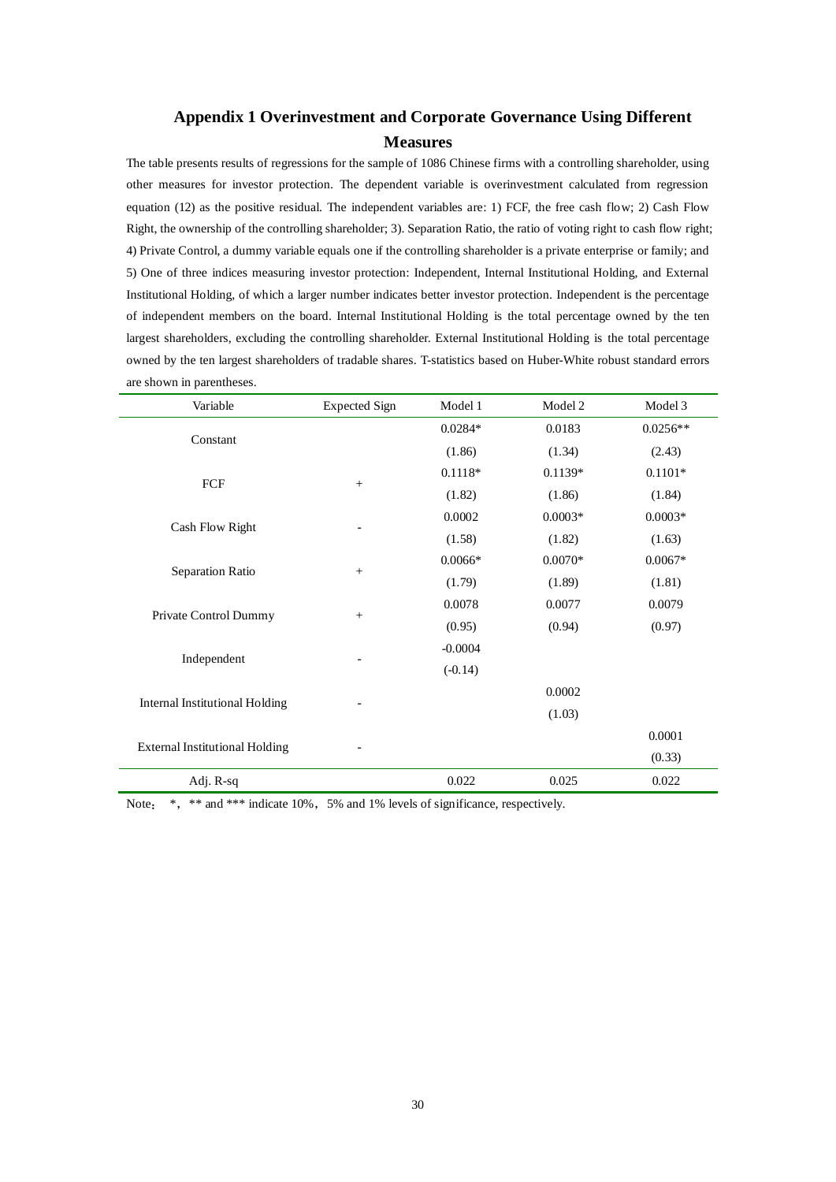# Appendix 1 Overinvestment and Corporate Governance Using Different Measures

The table presents results of regressions for the sample of 1086 Chinese firms with a controlling shareholder, using other measures for investor protection. The dependent variable is overinvestment calculated from regression equation (12) as the positive residual. The independent variables are: 1) FCF, the free cash flow; 2) Cash Flow Right, the ownership of the controlling shareholder; 3). Separation Ratio, the ratio of voting right to cash flow right; 4) Private Control, a dummy variable equals one if the controlling shareholder is a private enterprise or family; and 5) One of three indices measuring investor protection: Independent, Internal Institutional Holding, and External Institutional Holding, of which a larger number indicates better investor protection. Independent is the percentage of independent members on the board. Internal Institutional Holding is the total percentage owned by the ten largest shareholders, excluding the controlling shareholder. External Institutional Holding is the total percentage owned by the ten largest shareholders of tradable shares. T-statistics based on Huber-White robust standard errors are shown in parentheses.

| Variable | Expected Sign | Model 1 | Model 2 | Model 3 |
|---|---|---|---|---|
| Constant | | 0.0284* | 0.0183 | 0.0256** |
| | | (1.86) | (1.34) | (2.43) |
| FCF | + | 0.1118* | 0.1139* | 0.1101* |
| | | (1.82) | (1.86) | (1.84) |
| Cash Flow Right | - | 0.0002 | 0.0003* | 0.0003* |
| | | (1.58) | (1.82) | (1.63) |
| Separation Ratio | + | 0.0066* | 0.0070* | 0.0067* |
| | | (1.79) | (1.89) | (1.81) |
| Private Control Dummy | + | 0.0078 | 0.0077 | 0.0079 |
| | | (0.95) | (0.94) | (0.97) |
| Independent | - | -0.0004 | | |
| | | (-0.14) | | |
| Internal Institutional Holding | - | | 0.0002 | |
| | | | (1.03) | |
| External Institutional Holding | - | | | 0.0001 |
| | | | | (0.33) |
| Adj. R-sq | | 0.022 | 0.025 | 0.022 |

Note： *，** and *** indicate 10%，5% and 1% levels of significance, respectively.